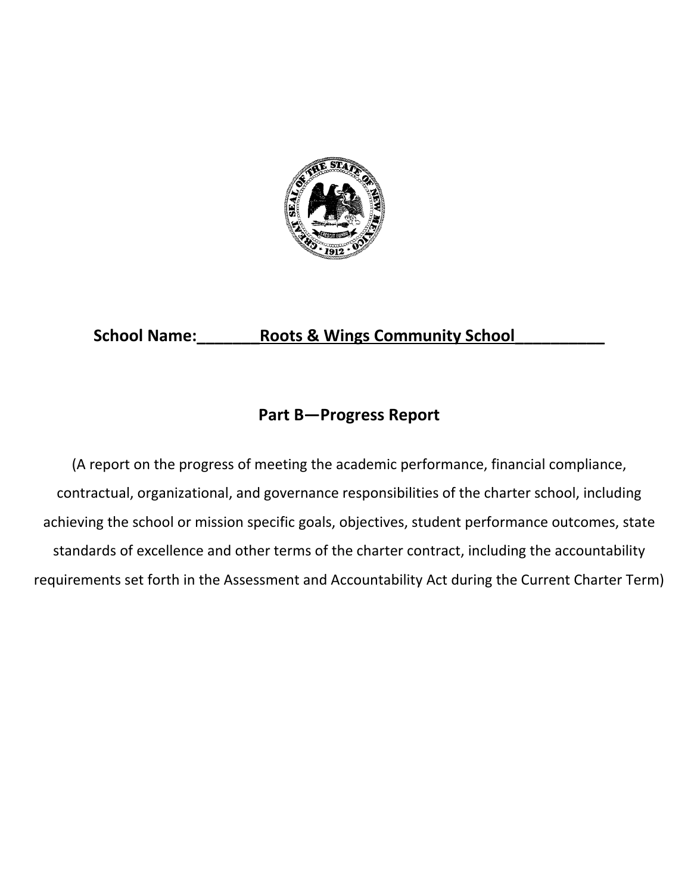**School Name:_______Roots & Wings Community School__________**

## Part B—Progress Report

(A report on the progress of meeting the academic performance, financial compliance, contractual, organizational, and governance responsibilities of the charter school, including achieving the school or mission specific goals, objectives, student performance outcomes, state standards of excellence and other terms of the charter contract, including the accountability requirements set forth in the Assessment and Accountability Act during the Current Charter Term)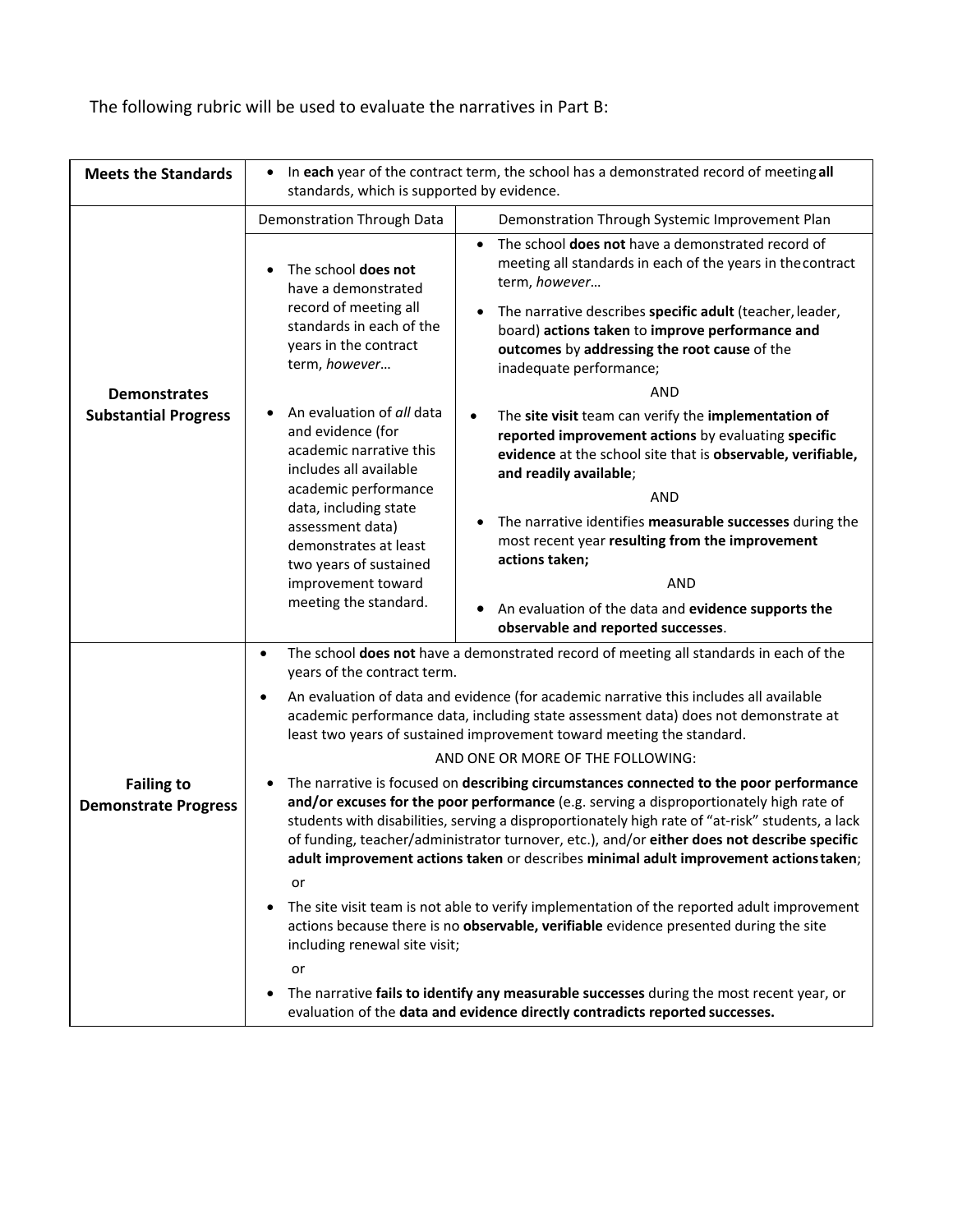The following rubric will be used to evaluate the narratives in Part B:

| | | |
|---|---|---|
| **Meets the Standards** | • In **each** year of the contract term, the school has a demonstrated record of meeting **all** standards, which is supported by evidence. | |
| **Demonstrates Substantial Progress** | Demonstration Through Data | Demonstration Through Systemic Improvement Plan |
| | • The school **does not** have a demonstrated record of meeting all standards in each of the years in the contract term, *however…*<br><br>• An evaluation of *all* data and evidence (for academic narrative this includes all available academic performance data, including state assessment data) demonstrates at least two years of sustained improvement toward meeting the standard. | • The school **does not** have a demonstrated record of meeting all standards in each of the years in the contract term, *however…*<br><br>• The narrative describes **specific adult** (teacher, leader, board) **actions taken** to **improve performance and outcomes** by **addressing the root cause** of the inadequate performance;<br><br>AND<br><br>• The **site visit** team can verify the **implementation of reported improvement actions** by evaluating **specific evidence** at the school site that is **observable, verifiable, and readily available**;<br><br>AND<br><br>• The narrative identifies **measurable successes** during the most recent year **resulting from the improvement actions taken;**<br><br>AND<br><br>• An evaluation of the data and **evidence supports the observable and reported successes**. |
| **Failing to Demonstrate Progress** | • The school **does not** have a demonstrated record of meeting all standards in each of the years of the contract term.<br><br>• An evaluation of data and evidence (for academic narrative this includes all available academic performance data, including state assessment data) does not demonstrate at least two years of sustained improvement toward meeting the standard.<br><br>AND ONE OR MORE OF THE FOLLOWING:<br><br>• The narrative is focused on **describing circumstances connected to the poor performance and/or excuses for the poor performance** (e.g. serving a disproportionately high rate of students with disabilities, serving a disproportionately high rate of "at-risk" students, a lack of funding, teacher/administrator turnover, etc.), and/or **either does not describe specific adult improvement actions taken** or describes **minimal adult improvement actions taken**;<br><br>or<br><br>• The site visit team is not able to verify implementation of the reported adult improvement actions because there is no **observable, verifiable** evidence presented during the site including renewal site visit;<br><br>or<br><br>• The narrative **fails to identify any measurable successes** during the most recent year, or evaluation of the **data and evidence directly contradicts reported successes.** | |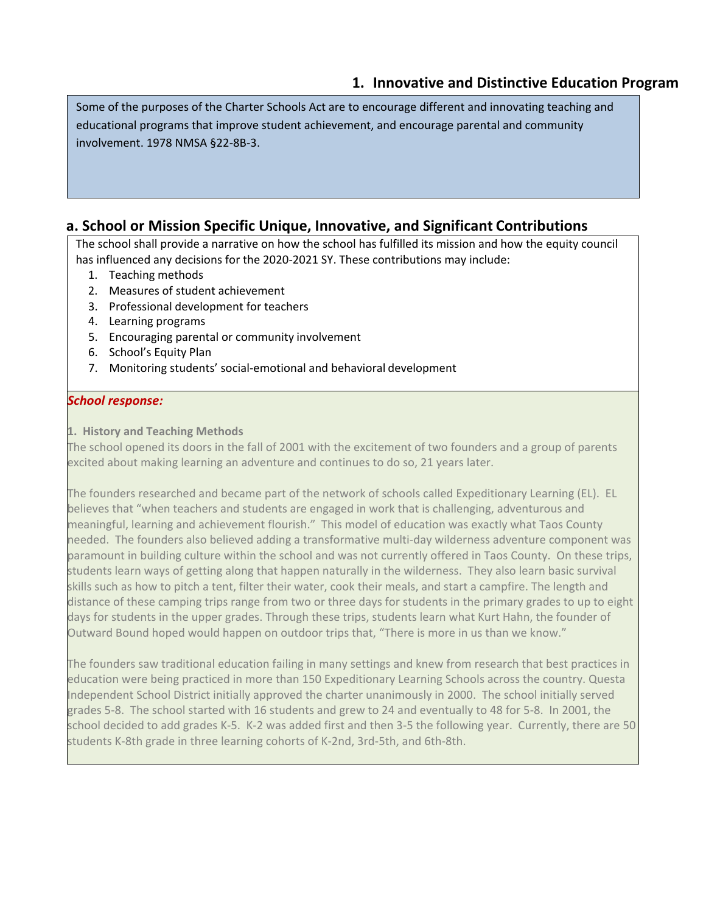## 1. Innovative and Distinctive Education Program

Some of the purposes of the Charter Schools Act are to encourage different and innovating teaching and educational programs that improve student achievement, and encourage parental and community involvement. 1978 NMSA §22-8B-3.

### a. School or Mission Specific Unique, Innovative, and Significant Contributions

The school shall provide a narrative on how the school has fulfilled its mission and how the equity council has influenced any decisions for the 2020-2021 SY. These contributions may include:

1. Teaching methods
2. Measures of student achievement
3. Professional development for teachers
4. Learning programs
5. Encouraging parental or community involvement
6. School's Equity Plan
7. Monitoring students' social-emotional and behavioral development

***School response:***

**1. History and Teaching Methods**

The school opened its doors in the fall of 2001 with the excitement of two founders and a group of parents excited about making learning an adventure and continues to do so, 21 years later.

The founders researched and became part of the network of schools called Expeditionary Learning (EL). EL believes that "when teachers and students are engaged in work that is challenging, adventurous and meaningful, learning and achievement flourish." This model of education was exactly what Taos County needed. The founders also believed adding a transformative multi-day wilderness adventure component was paramount in building culture within the school and was not currently offered in Taos County. On these trips, students learn ways of getting along that happen naturally in the wilderness. They also learn basic survival skills such as how to pitch a tent, filter their water, cook their meals, and start a campfire. The length and distance of these camping trips range from two or three days for students in the primary grades to up to eight days for students in the upper grades. Through these trips, students learn what Kurt Hahn, the founder of Outward Bound hoped would happen on outdoor trips that, "There is more in us than we know."

The founders saw traditional education failing in many settings and knew from research that best practices in education were being practiced in more than 150 Expeditionary Learning Schools across the country. Questa Independent School District initially approved the charter unanimously in 2000. The school initially served grades 5-8. The school started with 16 students and grew to 24 and eventually to 48 for 5-8. In 2001, the school decided to add grades K-5. K-2 was added first and then 3-5 the following year. Currently, there are 50 students K-8th grade in three learning cohorts of K-2nd, 3rd-5th, and 6th-8th.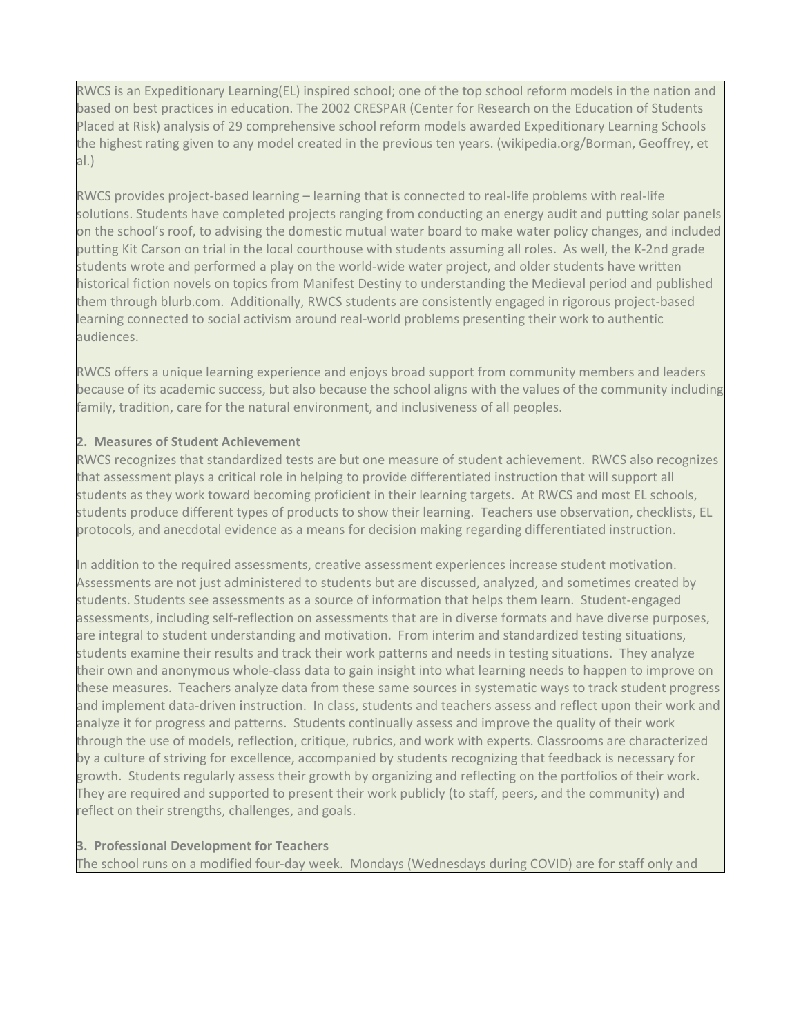RWCS is an Expeditionary Learning(EL) inspired school; one of the top school reform models in the nation and based on best practices in education. The 2002 CRESPAR (Center for Research on the Education of Students Placed at Risk) analysis of 29 comprehensive school reform models awarded Expeditionary Learning Schools the highest rating given to any model created in the previous ten years. (wikipedia.org/Borman, Geoffrey, et al.)

RWCS provides project-based learning – learning that is connected to real-life problems with real-life solutions. Students have completed projects ranging from conducting an energy audit and putting solar panels on the school's roof, to advising the domestic mutual water board to make water policy changes, and included putting Kit Carson on trial in the local courthouse with students assuming all roles. As well, the K-2nd grade students wrote and performed a play on the world-wide water project, and older students have written historical fiction novels on topics from Manifest Destiny to understanding the Medieval period and published them through blurb.com. Additionally, RWCS students are consistently engaged in rigorous project-based learning connected to social activism around real-world problems presenting their work to authentic audiences.

RWCS offers a unique learning experience and enjoys broad support from community members and leaders because of its academic success, but also because the school aligns with the values of the community including family, tradition, care for the natural environment, and inclusiveness of all peoples.

**2. Measures of Student Achievement**

RWCS recognizes that standardized tests are but one measure of student achievement. RWCS also recognizes that assessment plays a critical role in helping to provide differentiated instruction that will support all students as they work toward becoming proficient in their learning targets. At RWCS and most EL schools, students produce different types of products to show their learning. Teachers use observation, checklists, EL protocols, and anecdotal evidence as a means for decision making regarding differentiated instruction.

In addition to the required assessments, creative assessment experiences increase student motivation. Assessments are not just administered to students but are discussed, analyzed, and sometimes created by students. Students see assessments as a source of information that helps them learn. Student-engaged assessments, including self-reflection on assessments that are in diverse formats and have diverse purposes, are integral to student understanding and motivation. From interim and standardized testing situations, students examine their results and track their work patterns and needs in testing situations. They analyze their own and anonymous whole-class data to gain insight into what learning needs to happen to improve on these measures. Teachers analyze data from these same sources in systematic ways to track student progress and implement data-driven instruction. In class, students and teachers assess and reflect upon their work and analyze it for progress and patterns. Students continually assess and improve the quality of their work through the use of models, reflection, critique, rubrics, and work with experts. Classrooms are characterized by a culture of striving for excellence, accompanied by students recognizing that feedback is necessary for growth. Students regularly assess their growth by organizing and reflecting on the portfolios of their work. They are required and supported to present their work publicly (to staff, peers, and the community) and reflect on their strengths, challenges, and goals.

**3. Professional Development for Teachers**

The school runs on a modified four-day week. Mondays (Wednesdays during COVID) are for staff only and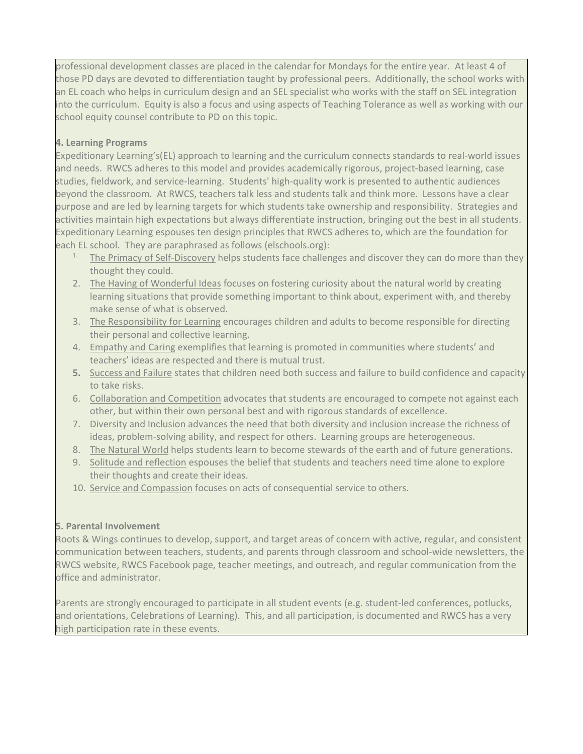professional development classes are placed in the calendar for Mondays for the entire year. At least 4 of those PD days are devoted to differentiation taught by professional peers. Additionally, the school works with an EL coach who helps in curriculum design and an SEL specialist who works with the staff on SEL integration into the curriculum. Equity is also a focus and using aspects of Teaching Tolerance as well as working with our school equity counsel contribute to PD on this topic.

**4. Learning Programs**

Expeditionary Learning's(EL) approach to learning and the curriculum connects standards to real-world issues and needs. RWCS adheres to this model and provides academically rigorous, project-based learning, case studies, fieldwork, and service-learning. Students' high-quality work is presented to authentic audiences beyond the classroom. At RWCS, teachers talk less and students talk and think more. Lessons have a clear purpose and are led by learning targets for which students take ownership and responsibility. Strategies and activities maintain high expectations but always differentiate instruction, bringing out the best in all students. Expeditionary Learning espouses ten design principles that RWCS adheres to, which are the foundation for each EL school. They are paraphrased as follows (elschools.org):

1. The Primacy of Self-Discovery helps students face challenges and discover they can do more than they thought they could.
2. The Having of Wonderful Ideas focuses on fostering curiosity about the natural world by creating learning situations that provide something important to think about, experiment with, and thereby make sense of what is observed.
3. The Responsibility for Learning encourages children and adults to become responsible for directing their personal and collective learning.
4. Empathy and Caring exemplifies that learning is promoted in communities where students' and teachers' ideas are respected and there is mutual trust.
5. Success and Failure states that children need both success and failure to build confidence and capacity to take risks.
6. Collaboration and Competition advocates that students are encouraged to compete not against each other, but within their own personal best and with rigorous standards of excellence.
7. Diversity and Inclusion advances the need that both diversity and inclusion increase the richness of ideas, problem-solving ability, and respect for others. Learning groups are heterogeneous.
8. The Natural World helps students learn to become stewards of the earth and of future generations.
9. Solitude and reflection espouses the belief that students and teachers need time alone to explore their thoughts and create their ideas.
10. Service and Compassion focuses on acts of consequential service to others.

**5. Parental Involvement**

Roots & Wings continues to develop, support, and target areas of concern with active, regular, and consistent communication between teachers, students, and parents through classroom and school-wide newsletters, the RWCS website, RWCS Facebook page, teacher meetings, and outreach, and regular communication from the office and administrator.

Parents are strongly encouraged to participate in all student events (e.g. student-led conferences, potlucks, and orientations, Celebrations of Learning). This, and all participation, is documented and RWCS has a very high participation rate in these events.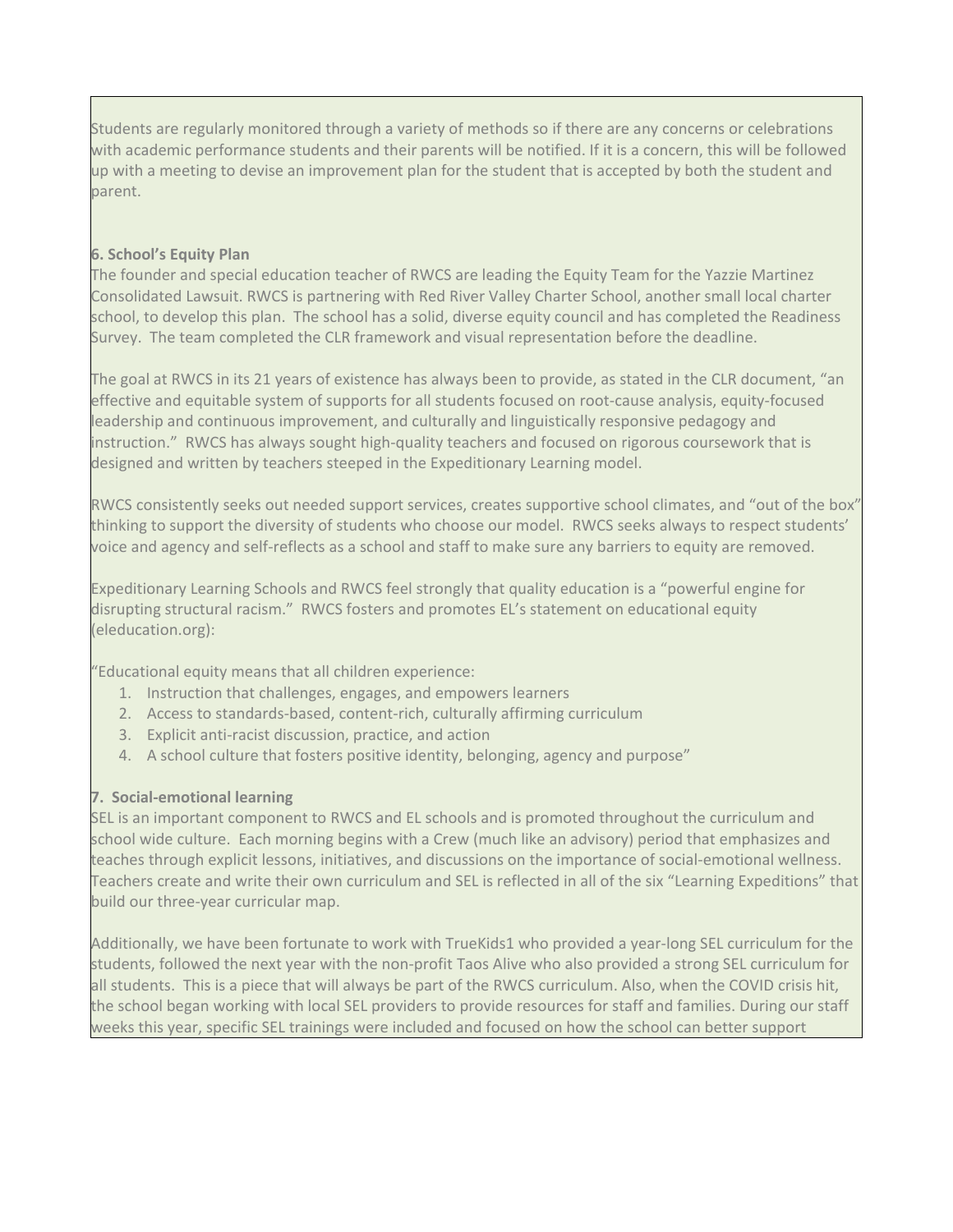Students are regularly monitored through a variety of methods so if there are any concerns or celebrations with academic performance students and their parents will be notified. If it is a concern, this will be followed up with a meeting to devise an improvement plan for the student that is accepted by both the student and parent.

**6. School's Equity Plan**

The founder and special education teacher of RWCS are leading the Equity Team for the Yazzie Martinez Consolidated Lawsuit. RWCS is partnering with Red River Valley Charter School, another small local charter school, to develop this plan. The school has a solid, diverse equity council and has completed the Readiness Survey. The team completed the CLR framework and visual representation before the deadline.

The goal at RWCS in its 21 years of existence has always been to provide, as stated in the CLR document, "an effective and equitable system of supports for all students focused on root-cause analysis, equity-focused leadership and continuous improvement, and culturally and linguistically responsive pedagogy and instruction." RWCS has always sought high-quality teachers and focused on rigorous coursework that is designed and written by teachers steeped in the Expeditionary Learning model.

RWCS consistently seeks out needed support services, creates supportive school climates, and "out of the box" thinking to support the diversity of students who choose our model. RWCS seeks always to respect students' voice and agency and self-reflects as a school and staff to make sure any barriers to equity are removed.

Expeditionary Learning Schools and RWCS feel strongly that quality education is a "powerful engine for disrupting structural racism." RWCS fosters and promotes EL's statement on educational equity (eleducation.org):

"Educational equity means that all children experience:

1. Instruction that challenges, engages, and empowers learners
2. Access to standards-based, content-rich, culturally affirming curriculum
3. Explicit anti-racist discussion, practice, and action
4. A school culture that fosters positive identity, belonging, agency and purpose"

**7. Social-emotional learning**

SEL is an important component to RWCS and EL schools and is promoted throughout the curriculum and school wide culture. Each morning begins with a Crew (much like an advisory) period that emphasizes and teaches through explicit lessons, initiatives, and discussions on the importance of social-emotional wellness. Teachers create and write their own curriculum and SEL is reflected in all of the six "Learning Expeditions" that build our three-year curricular map.

Additionally, we have been fortunate to work with TrueKids1 who provided a year-long SEL curriculum for the students, followed the next year with the non-profit Taos Alive who also provided a strong SEL curriculum for all students. This is a piece that will always be part of the RWCS curriculum. Also, when the COVID crisis hit, the school began working with local SEL providers to provide resources for staff and families. During our staff weeks this year, specific SEL trainings were included and focused on how the school can better support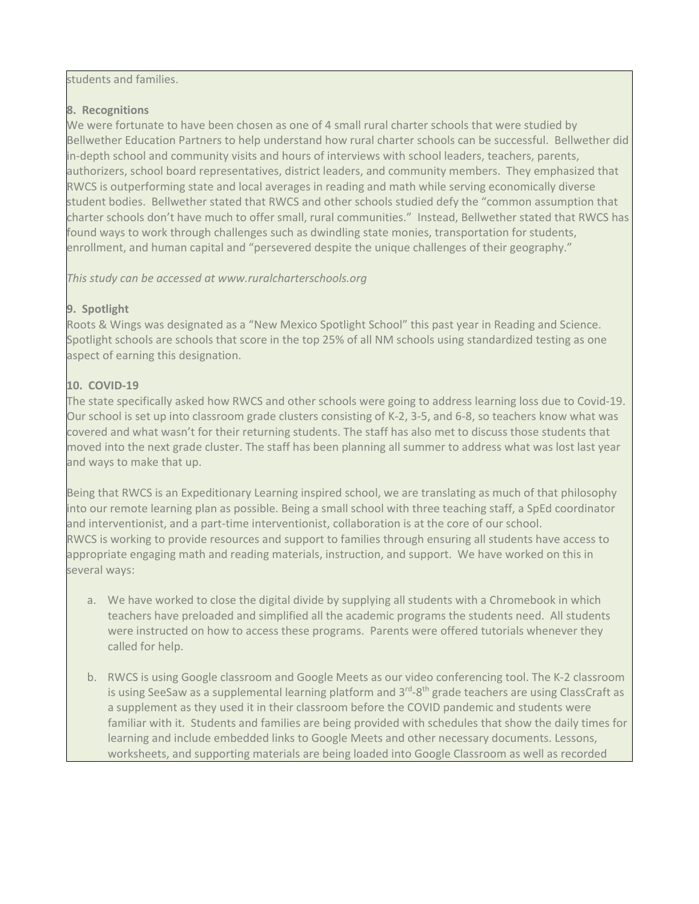students and families.

**8. Recognitions**

We were fortunate to have been chosen as one of 4 small rural charter schools that were studied by Bellwether Education Partners to help understand how rural charter schools can be successful. Bellwether did in-depth school and community visits and hours of interviews with school leaders, teachers, parents, authorizers, school board representatives, district leaders, and community members. They emphasized that RWCS is outperforming state and local averages in reading and math while serving economically diverse student bodies. Bellwether stated that RWCS and other schools studied defy the "common assumption that charter schools don't have much to offer small, rural communities." Instead, Bellwether stated that RWCS has found ways to work through challenges such as dwindling state monies, transportation for students, enrollment, and human capital and "persevered despite the unique challenges of their geography."

*This study can be accessed at www.ruralcharterschools.org*

**9. Spotlight**

Roots & Wings was designated as a "New Mexico Spotlight School" this past year in Reading and Science. Spotlight schools are schools that score in the top 25% of all NM schools using standardized testing as one aspect of earning this designation.

**10. COVID-19**

The state specifically asked how RWCS and other schools were going to address learning loss due to Covid-19. Our school is set up into classroom grade clusters consisting of K-2, 3-5, and 6-8, so teachers know what was covered and what wasn't for their returning students. The staff has also met to discuss those students that moved into the next grade cluster. The staff has been planning all summer to address what was lost last year and ways to make that up.

Being that RWCS is an Expeditionary Learning inspired school, we are translating as much of that philosophy into our remote learning plan as possible. Being a small school with three teaching staff, a SpEd coordinator and interventionist, and a part-time interventionist, collaboration is at the core of our school. RWCS is working to provide resources and support to families through ensuring all students have access to appropriate engaging math and reading materials, instruction, and support. We have worked on this in several ways:

a. We have worked to close the digital divide by supplying all students with a Chromebook in which teachers have preloaded and simplified all the academic programs the students need. All students were instructed on how to access these programs. Parents were offered tutorials whenever they called for help.

b. RWCS is using Google classroom and Google Meets as our video conferencing tool. The K-2 classroom is using SeeSaw as a supplemental learning platform and 3rd-8th grade teachers are using ClassCraft as a supplement as they used it in their classroom before the COVID pandemic and students were familiar with it. Students and families are being provided with schedules that show the daily times for learning and include embedded links to Google Meets and other necessary documents. Lessons, worksheets, and supporting materials are being loaded into Google Classroom as well as recorded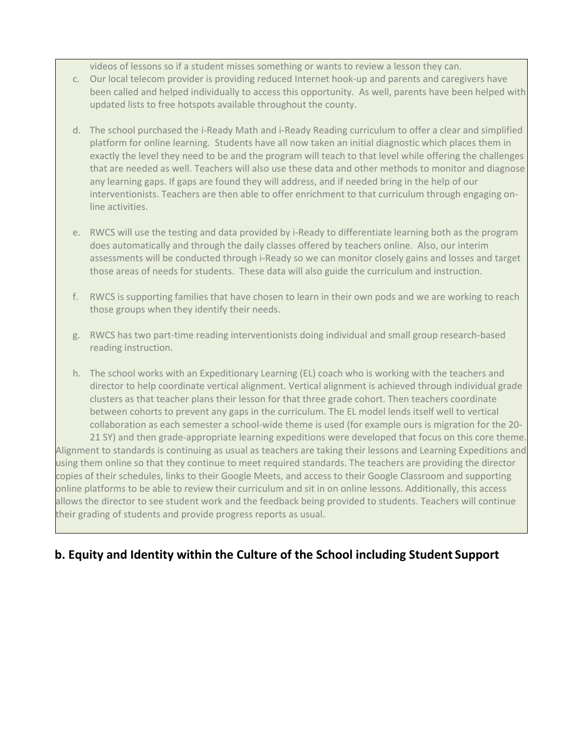videos of lessons so if a student misses something or wants to review a lesson they can.

c. Our local telecom provider is providing reduced Internet hook-up and parents and caregivers have been called and helped individually to access this opportunity. As well, parents have been helped with updated lists to free hotspots available throughout the county.

d. The school purchased the i-Ready Math and i-Ready Reading curriculum to offer a clear and simplified platform for online learning. Students have all now taken an initial diagnostic which places them in exactly the level they need to be and the program will teach to that level while offering the challenges that are needed as well. Teachers will also use these data and other methods to monitor and diagnose any learning gaps. If gaps are found they will address, and if needed bring in the help of our interventionists. Teachers are then able to offer enrichment to that curriculum through engaging on-line activities.

e. RWCS will use the testing and data provided by i-Ready to differentiate learning both as the program does automatically and through the daily classes offered by teachers online. Also, our interim assessments will be conducted through i-Ready so we can monitor closely gains and losses and target those areas of needs for students. These data will also guide the curriculum and instruction.

f. RWCS is supporting families that have chosen to learn in their own pods and we are working to reach those groups when they identify their needs.

g. RWCS has two part-time reading interventionists doing individual and small group research-based reading instruction.

h. The school works with an Expeditionary Learning (EL) coach who is working with the teachers and director to help coordinate vertical alignment. Vertical alignment is achieved through individual grade clusters as that teacher plans their lesson for that three grade cohort. Then teachers coordinate between cohorts to prevent any gaps in the curriculum. The EL model lends itself well to vertical collaboration as each semester a school-wide theme is used (for example ours is migration for the 20-21 SY) and then grade-appropriate learning expeditions were developed that focus on this core theme.

Alignment to standards is continuing as usual as teachers are taking their lessons and Learning Expeditions and using them online so that they continue to meet required standards. The teachers are providing the director copies of their schedules, links to their Google Meets, and access to their Google Classroom and supporting online platforms to be able to review their curriculum and sit in on online lessons. Additionally, this access allows the director to see student work and the feedback being provided to students. Teachers will continue their grading of students and provide progress reports as usual.

## b. Equity and Identity within the Culture of the School including Student Support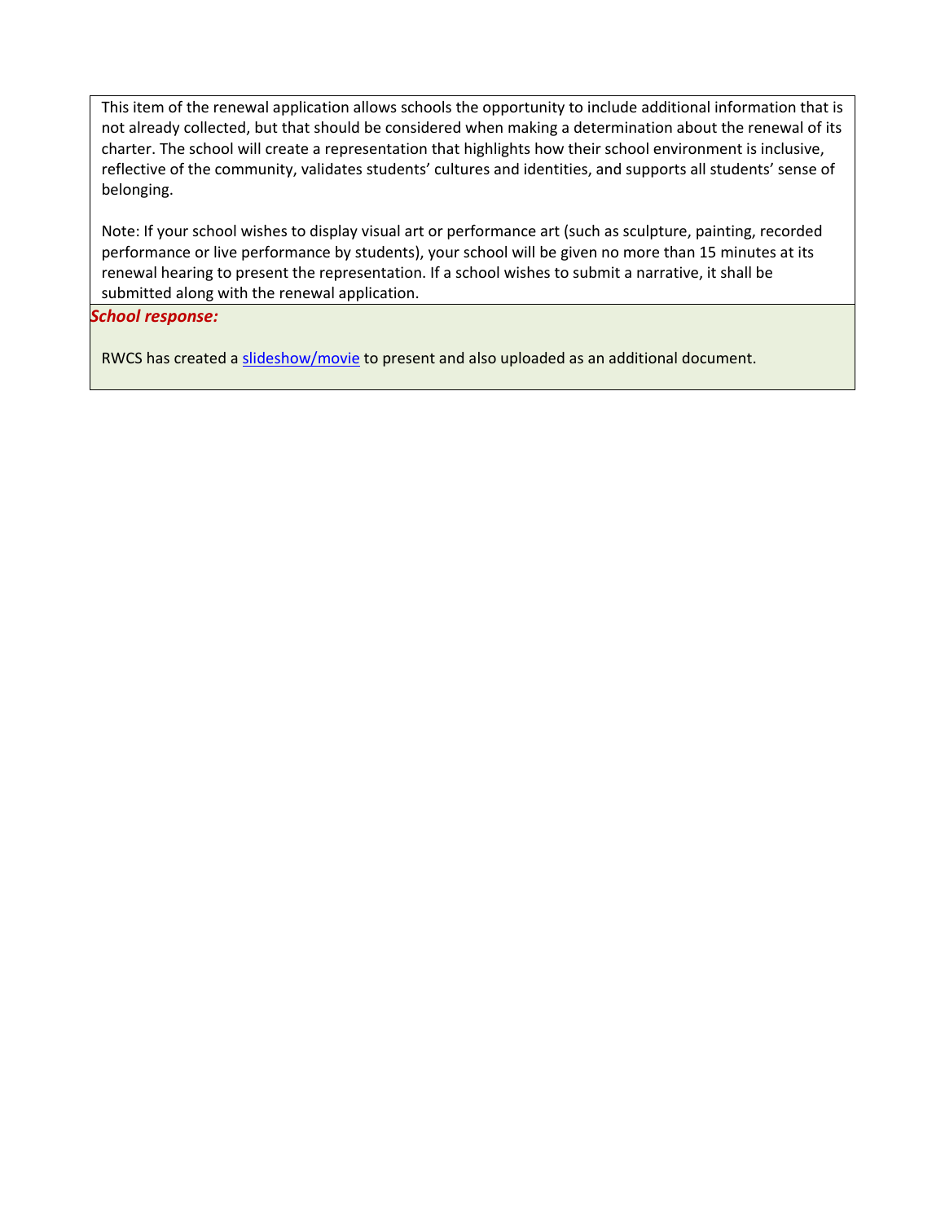This item of the renewal application allows schools the opportunity to include additional information that is not already collected, but that should be considered when making a determination about the renewal of its charter. The school will create a representation that highlights how their school environment is inclusive, reflective of the community, validates students' cultures and identities, and supports all students' sense of belonging.

Note: If your school wishes to display visual art or performance art (such as sculpture, painting, recorded performance or live performance by students), your school will be given no more than 15 minutes at its renewal hearing to present the representation. If a school wishes to submit a narrative, it shall be submitted along with the renewal application.

***School response:***

RWCS has created a slideshow/movie to present and also uploaded as an additional document.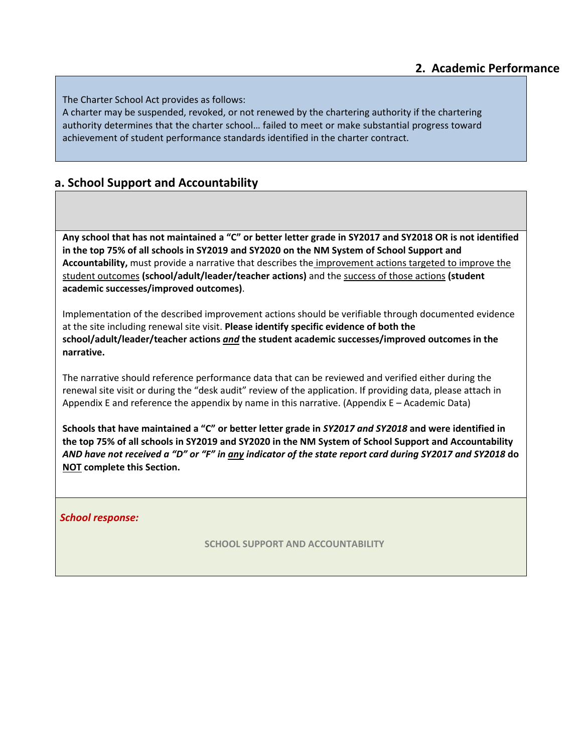## 2. Academic Performance

The Charter School Act provides as follows:
A charter may be suspended, revoked, or not renewed by the chartering authority if the chartering authority determines that the charter school… failed to meet or make substantial progress toward achievement of student performance standards identified in the charter contract.

## a. School Support and Accountability

**Any school that has not maintained a "C" or better letter grade in SY2017 and SY2018 OR is not identified in the top 75% of all schools in SY2019 and SY2020 on the NM System of School Support and Accountability,** must provide a narrative that describes the improvement actions targeted to improve the student outcomes **(school/adult/leader/teacher actions)** and the success of those actions **(student academic successes/improved outcomes)**.

Implementation of the described improvement actions should be verifiable through documented evidence at the site including renewal site visit. **Please identify specific evidence of both the school/adult/leader/teacher actions *and* the student academic successes/improved outcomes in the narrative.**

The narrative should reference performance data that can be reviewed and verified either during the renewal site visit or during the "desk audit" review of the application. If providing data, please attach in Appendix E and reference the appendix by name in this narrative. (Appendix E – Academic Data)

**Schools that have maintained a "C" or better letter grade in *SY2017 and SY2018* and were identified in the top 75% of all schools in SY2019 and SY2020 in the NM System of School Support and Accountability *AND have not received a "D" or "F" in any indicator of the state report card during SY2017 and SY2018* do NOT complete this Section.**

***School response:***

**SCHOOL SUPPORT AND ACCOUNTABILITY**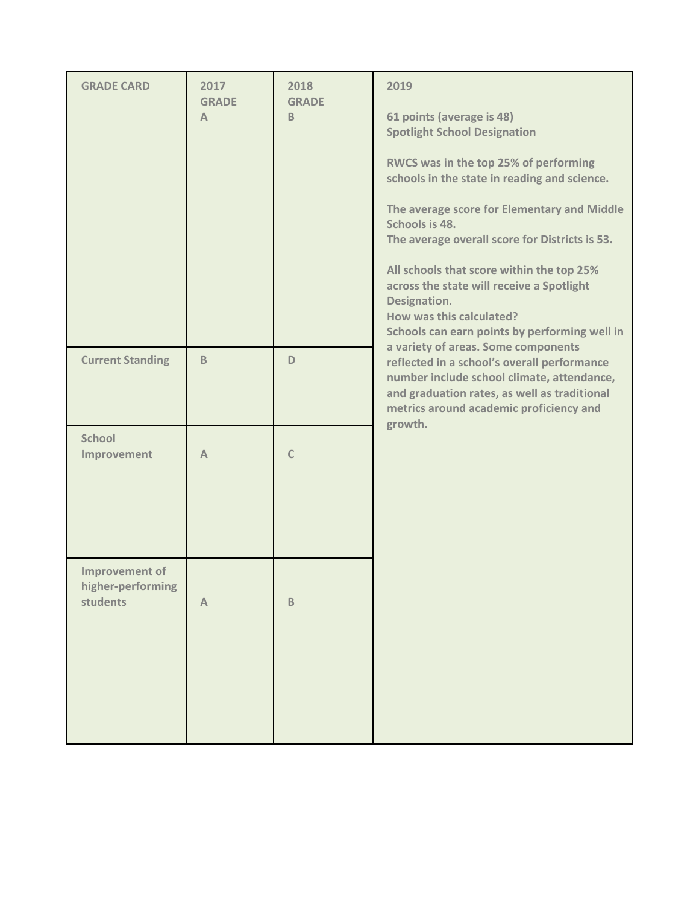| GRADE CARD | 2017 GRADE A | 2018 GRADE B | 2019 |
| --- | --- | --- | --- |
| Current Standing | B | D | 61 points (average is 48)<br>Spotlight School Designation<br><br>RWCS was in the top 25% of performing schools in the state in reading and science.<br><br>The average score for Elementary and Middle Schools is 48.<br>The average overall score for Districts is 53.<br><br>All schools that score within the top 25% across the state will receive a Spotlight Designation.<br>How was this calculated?<br>Schools can earn points by performing well in a variety of areas. Some components reflected in a school's overall performance number include school climate, attendance, and graduation rates, as well as traditional metrics around academic proficiency and growth. |
| School Improvement | A | C | |
| Improvement of higher-performing students | A | B | |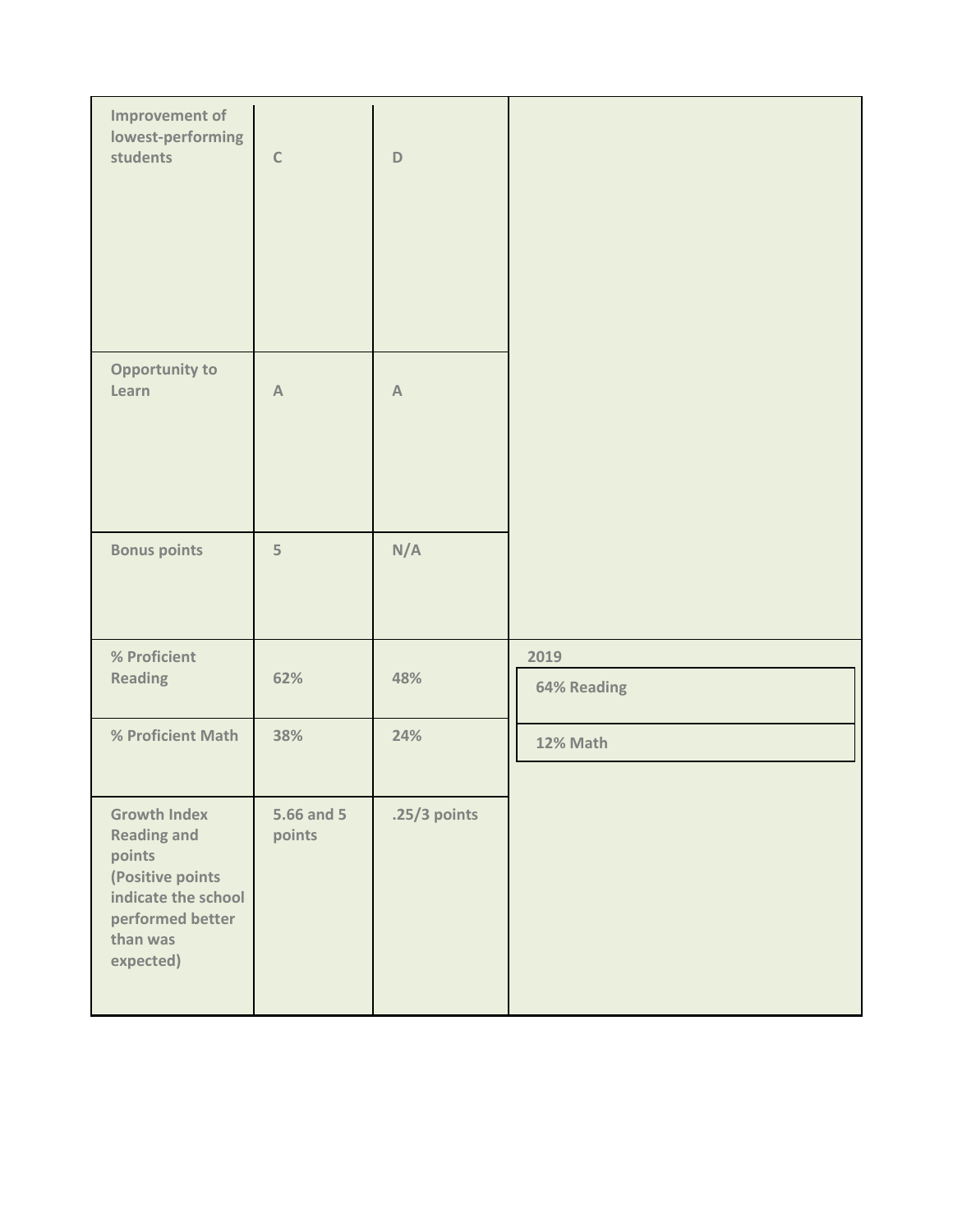| | | | |
|---|---|---|---|
| Improvement of lowest-performing students | C | D | |
| Opportunity to Learn | A | A | |
| Bonus points | 5 | N/A | |
| % Proficient Reading | 62% | 48% | 2019<br>64% Reading |
| % Proficient Math | 38% | 24% | 12% Math |
| Growth Index Reading and points (Positive points indicate the school performed better than was expected) | 5.66 and 5 points | .25/3 points | |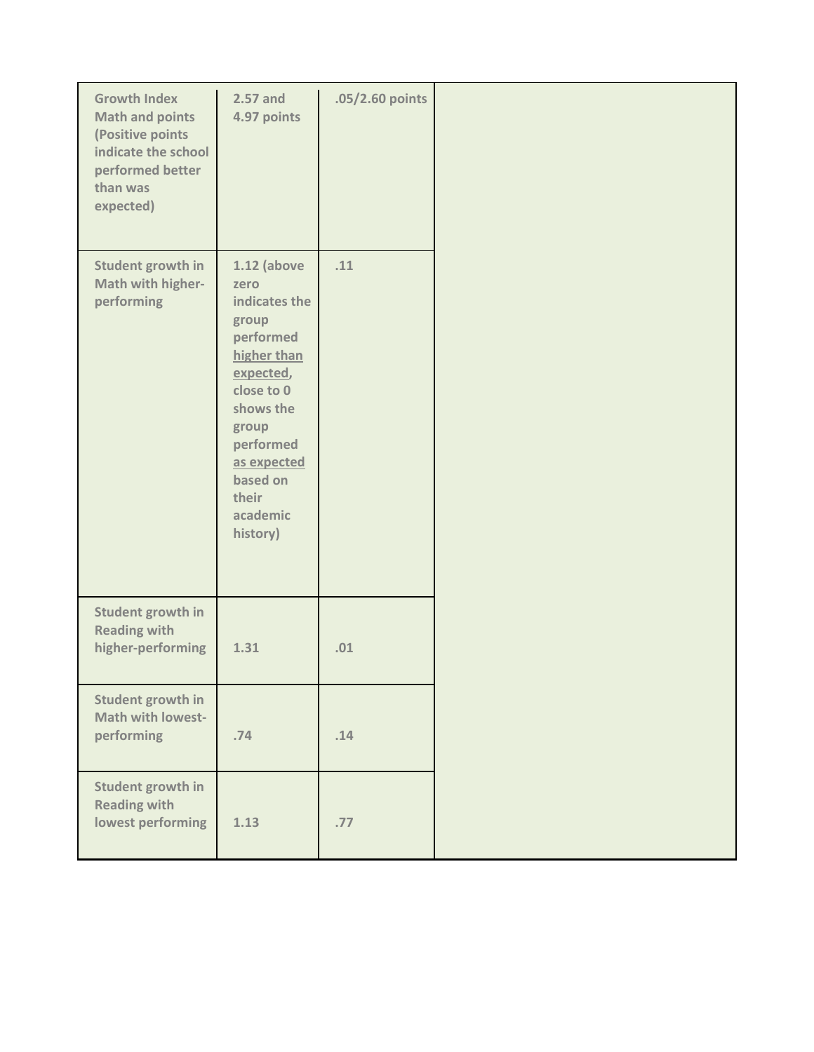| | | | |
|---|---|---|---|
| **Growth Index Math and points (Positive points indicate the school performed better than was expected)** | **2.57 and 4.97 points** | **.05/2.60 points** | |
| **Student growth in Math with higher-performing** | **1.12 (above zero indicates the group performed <u>higher than expected</u>, close to 0 shows the group performed <u>as expected</u> based on their academic history)** | **.11** | |
| **Student growth in Reading with higher-performing** | **1.31** | **.01** | |
| **Student growth in Math with lowest-performing** | **.74** | **.14** | |
| **Student growth in Reading with lowest performing** | **1.13** | **.77** | |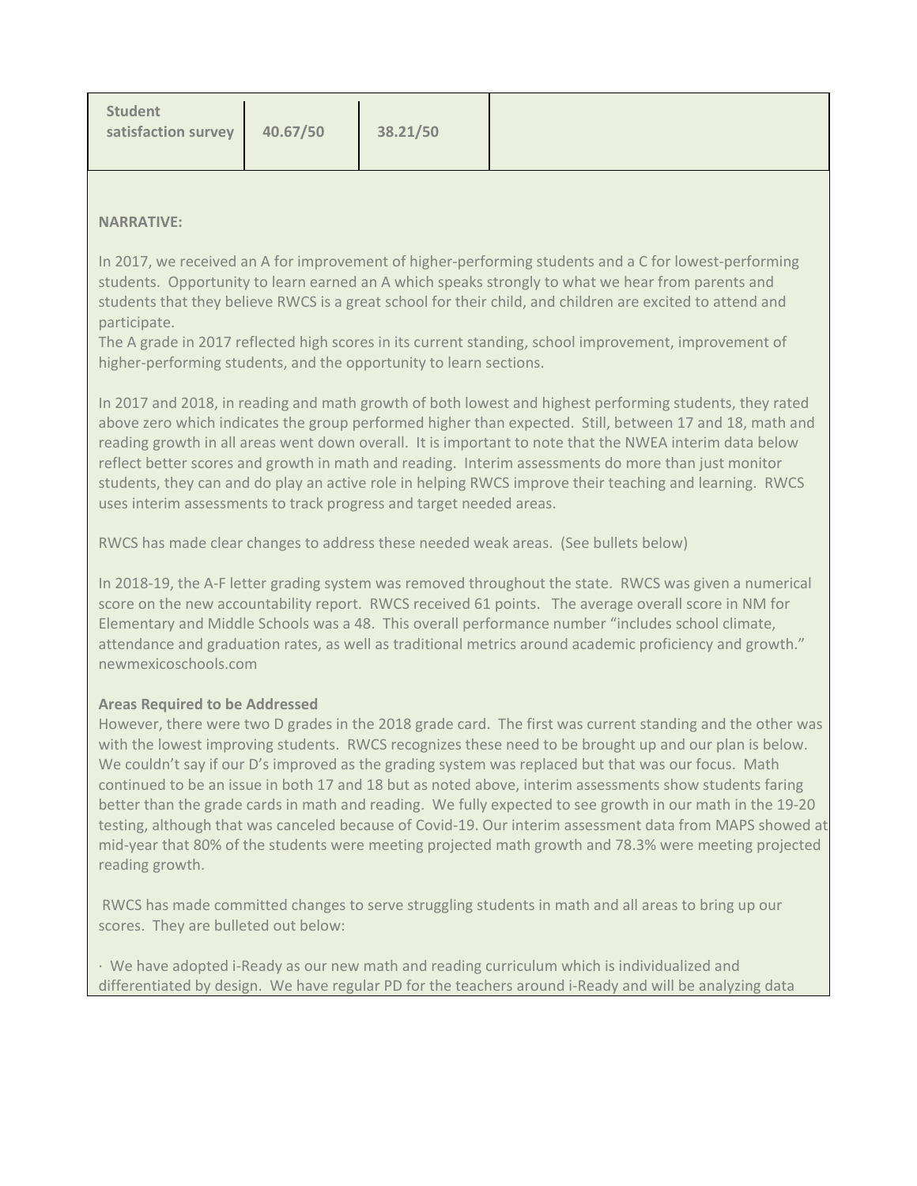| Student satisfaction survey | 40.67/50 | 38.21/50 | |
|---|---|---|---|

**NARRATIVE:**

In 2017, we received an A for improvement of higher-performing students and a C for lowest-performing students. Opportunity to learn earned an A which speaks strongly to what we hear from parents and students that they believe RWCS is a great school for their child, and children are excited to attend and participate.

The A grade in 2017 reflected high scores in its current standing, school improvement, improvement of higher-performing students, and the opportunity to learn sections.

In 2017 and 2018, in reading and math growth of both lowest and highest performing students, they rated above zero which indicates the group performed higher than expected. Still, between 17 and 18, math and reading growth in all areas went down overall. It is important to note that the NWEA interim data below reflect better scores and growth in math and reading. Interim assessments do more than just monitor students, they can and do play an active role in helping RWCS improve their teaching and learning. RWCS uses interim assessments to track progress and target needed areas.

RWCS has made clear changes to address these needed weak areas. (See bullets below)

In 2018-19, the A-F letter grading system was removed throughout the state. RWCS was given a numerical score on the new accountability report. RWCS received 61 points. The average overall score in NM for Elementary and Middle Schools was a 48. This overall performance number "includes school climate, attendance and graduation rates, as well as traditional metrics around academic proficiency and growth." newmexicoschools.com

**Areas Required to be Addressed**

However, there were two D grades in the 2018 grade card. The first was current standing and the other was with the lowest improving students. RWCS recognizes these need to be brought up and our plan is below. We couldn't say if our D's improved as the grading system was replaced but that was our focus. Math continued to be an issue in both 17 and 18 but as noted above, interim assessments show students faring better than the grade cards in math and reading. We fully expected to see growth in our math in the 19-20 testing, although that was canceled because of Covid-19. Our interim assessment data from MAPS showed at mid-year that 80% of the students were meeting projected math growth and 78.3% were meeting projected reading growth.

RWCS has made committed changes to serve struggling students in math and all areas to bring up our scores. They are bulleted out below:

- We have adopted i-Ready as our new math and reading curriculum which is individualized and differentiated by design. We have regular PD for the teachers around i-Ready and will be analyzing data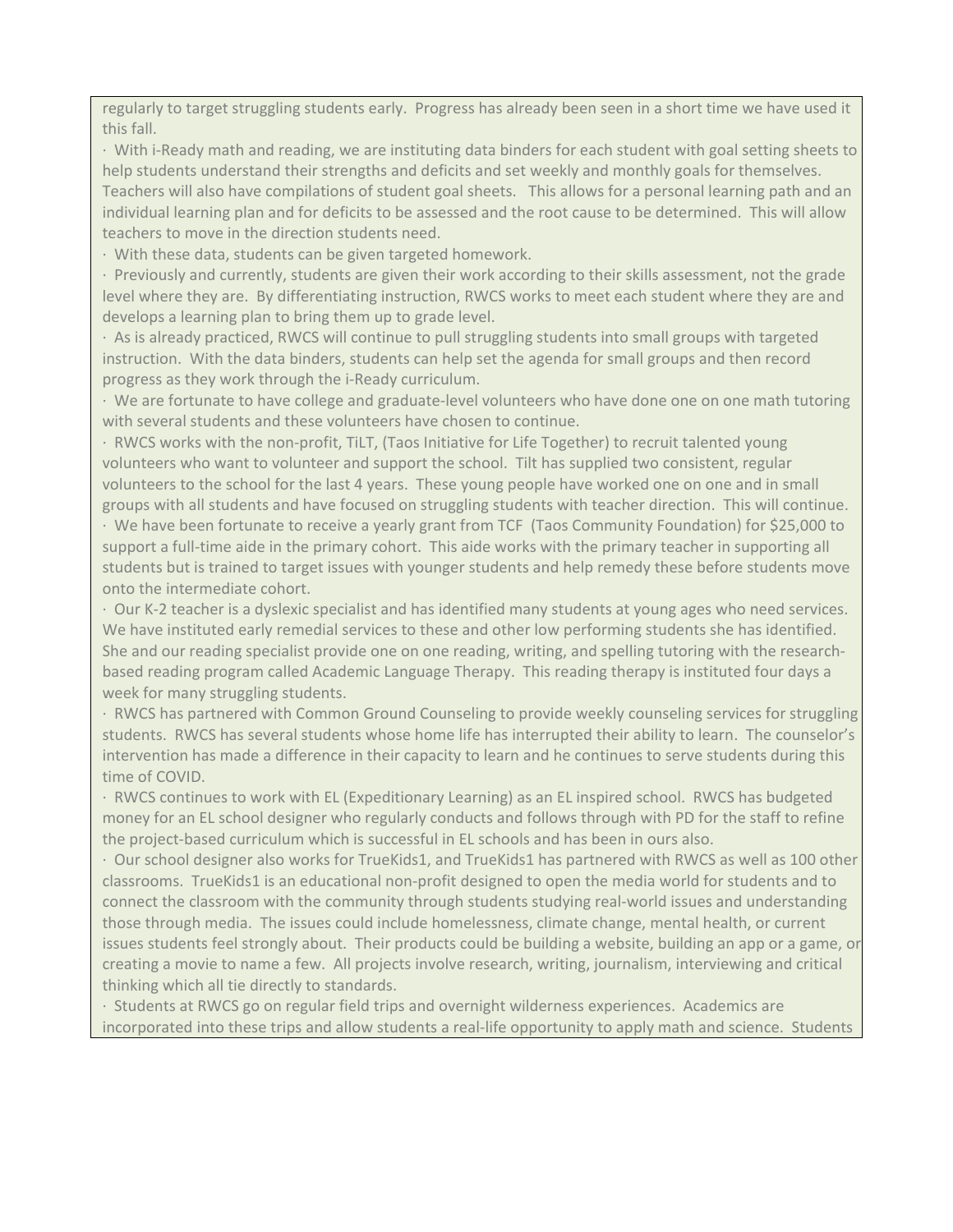regularly to target struggling students early. Progress has already been seen in a short time we have used it this fall.

· With i-Ready math and reading, we are instituting data binders for each student with goal setting sheets to help students understand their strengths and deficits and set weekly and monthly goals for themselves. Teachers will also have compilations of student goal sheets. This allows for a personal learning path and an individual learning plan and for deficits to be assessed and the root cause to be determined. This will allow teachers to move in the direction students need.

· With these data, students can be given targeted homework.

· Previously and currently, students are given their work according to their skills assessment, not the grade level where they are. By differentiating instruction, RWCS works to meet each student where they are and develops a learning plan to bring them up to grade level.

· As is already practiced, RWCS will continue to pull struggling students into small groups with targeted instruction. With the data binders, students can help set the agenda for small groups and then record progress as they work through the i-Ready curriculum.

· We are fortunate to have college and graduate-level volunteers who have done one on one math tutoring with several students and these volunteers have chosen to continue.

· RWCS works with the non-profit, TiLT, (Taos Initiative for Life Together) to recruit talented young volunteers who want to volunteer and support the school. Tilt has supplied two consistent, regular volunteers to the school for the last 4 years. These young people have worked one on one and in small groups with all students and have focused on struggling students with teacher direction. This will continue.

· We have been fortunate to receive a yearly grant from TCF (Taos Community Foundation) for $25,000 to support a full-time aide in the primary cohort. This aide works with the primary teacher in supporting all students but is trained to target issues with younger students and help remedy these before students move onto the intermediate cohort.

· Our K-2 teacher is a dyslexic specialist and has identified many students at young ages who need services. We have instituted early remedial services to these and other low performing students she has identified. She and our reading specialist provide one on one reading, writing, and spelling tutoring with the research-based reading program called Academic Language Therapy. This reading therapy is instituted four days a week for many struggling students.

· RWCS has partnered with Common Ground Counseling to provide weekly counseling services for struggling students. RWCS has several students whose home life has interrupted their ability to learn. The counselor's intervention has made a difference in their capacity to learn and he continues to serve students during this time of COVID.

· RWCS continues to work with EL (Expeditionary Learning) as an EL inspired school. RWCS has budgeted money for an EL school designer who regularly conducts and follows through with PD for the staff to refine the project-based curriculum which is successful in EL schools and has been in ours also.

· Our school designer also works for TrueKids1, and TrueKids1 has partnered with RWCS as well as 100 other classrooms. TrueKids1 is an educational non-profit designed to open the media world for students and to connect the classroom with the community through students studying real-world issues and understanding those through media. The issues could include homelessness, climate change, mental health, or current issues students feel strongly about. Their products could be building a website, building an app or a game, or creating a movie to name a few. All projects involve research, writing, journalism, interviewing and critical thinking which all tie directly to standards.

· Students at RWCS go on regular field trips and overnight wilderness experiences. Academics are incorporated into these trips and allow students a real-life opportunity to apply math and science. Students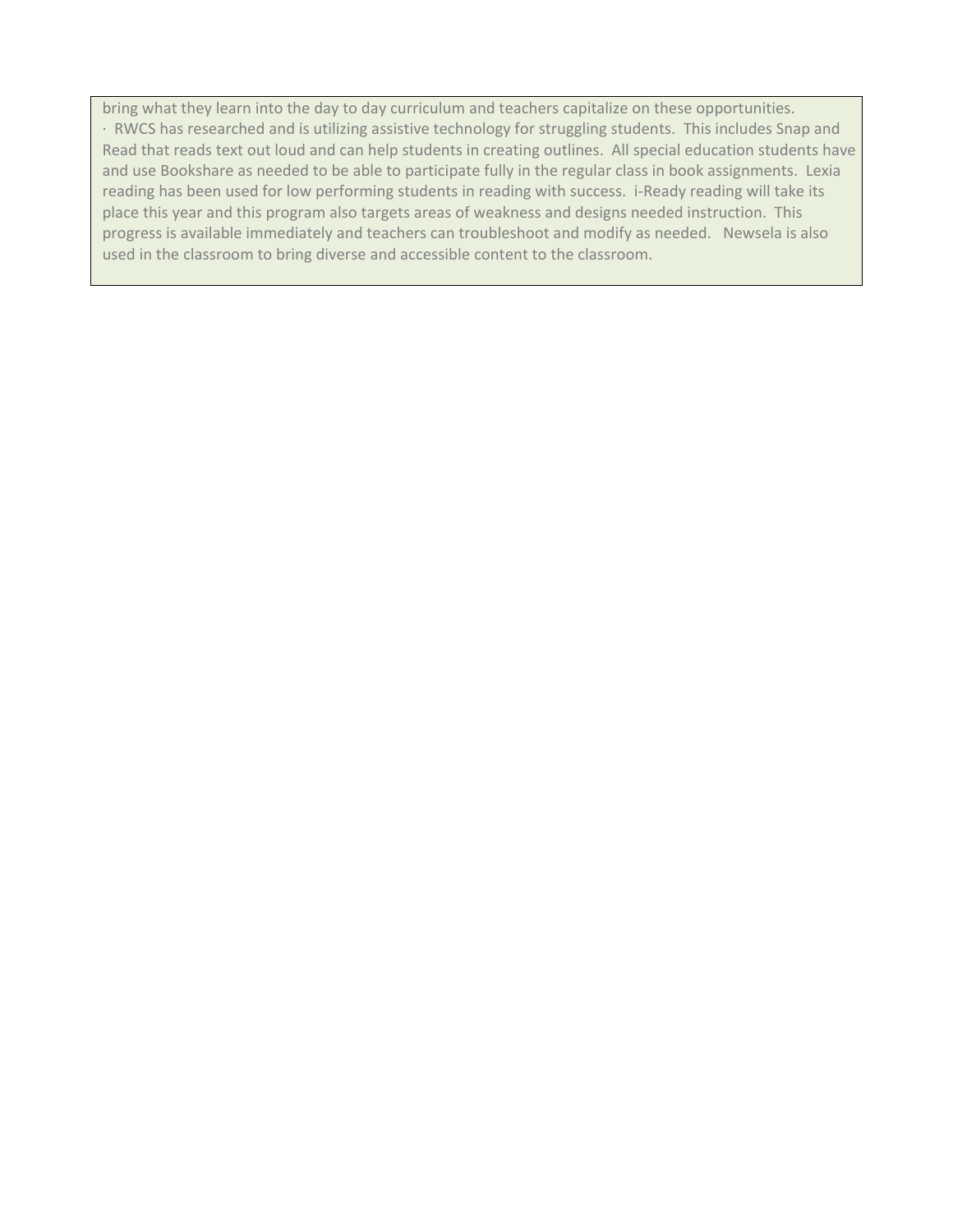bring what they learn into the day to day curriculum and teachers capitalize on these opportunities.

· RWCS has researched and is utilizing assistive technology for struggling students. This includes Snap and Read that reads text out loud and can help students in creating outlines. All special education students have and use Bookshare as needed to be able to participate fully in the regular class in book assignments. Lexia reading has been used for low performing students in reading with success. i-Ready reading will take its place this year and this program also targets areas of weakness and designs needed instruction. This progress is available immediately and teachers can troubleshoot and modify as needed. Newsela is also used in the classroom to bring diverse and accessible content to the classroom.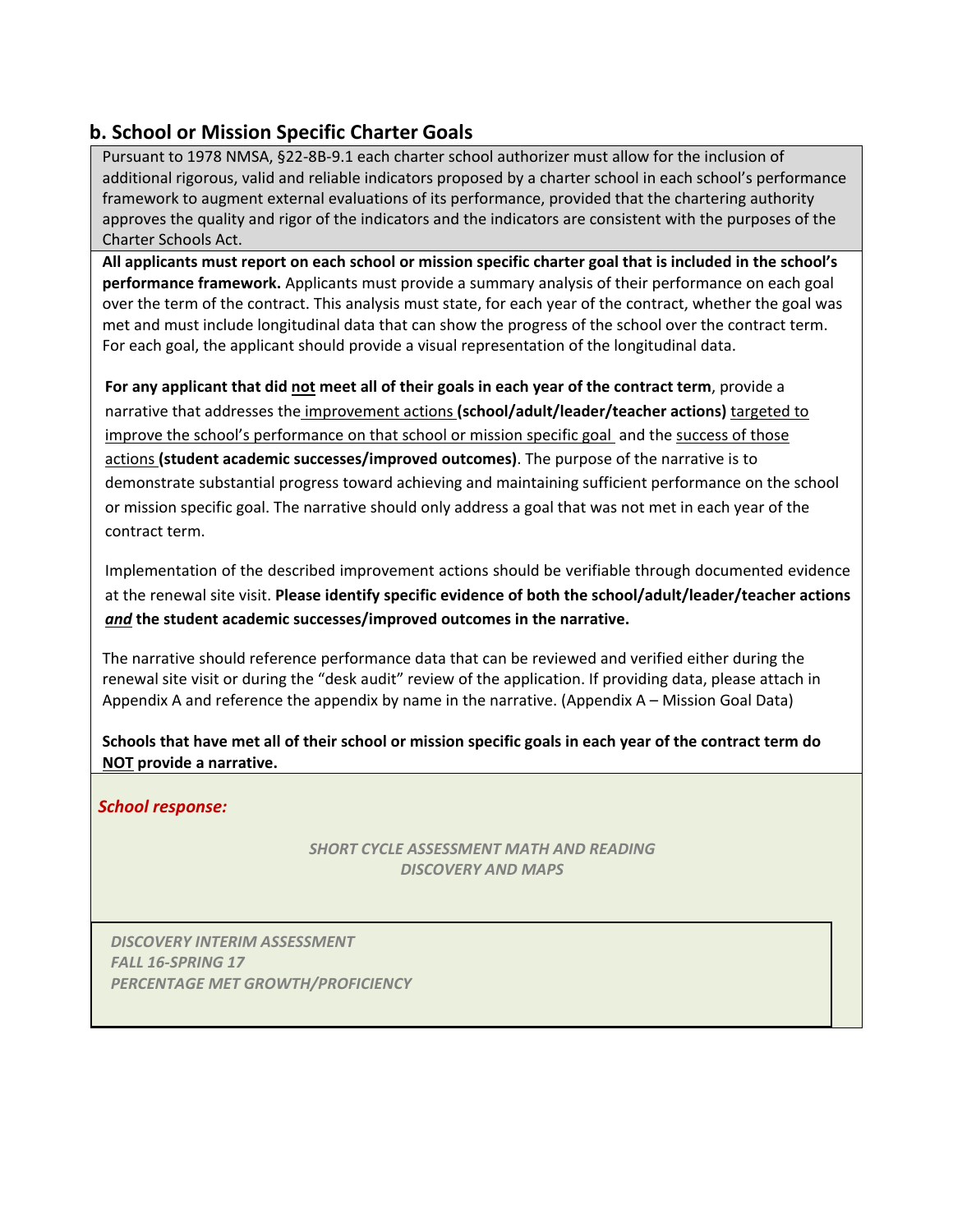## b. School or Mission Specific Charter Goals

Pursuant to 1978 NMSA, §22-8B-9.1 each charter school authorizer must allow for the inclusion of additional rigorous, valid and reliable indicators proposed by a charter school in each school's performance framework to augment external evaluations of its performance, provided that the chartering authority approves the quality and rigor of the indicators and the indicators are consistent with the purposes of the Charter Schools Act.

**All applicants must report on each school or mission specific charter goal that is included in the school's performance framework.** Applicants must provide a summary analysis of their performance on each goal over the term of the contract. This analysis must state, for each year of the contract, whether the goal was met and must include longitudinal data that can show the progress of the school over the contract term. For each goal, the applicant should provide a visual representation of the longitudinal data.

**For any applicant that did not meet all of their goals in each year of the contract term**, provide a narrative that addresses the improvement actions **(school/adult/leader/teacher actions)** targeted to improve the school's performance on that school or mission specific goal and the success of those actions **(student academic successes/improved outcomes)**. The purpose of the narrative is to demonstrate substantial progress toward achieving and maintaining sufficient performance on the school or mission specific goal. The narrative should only address a goal that was not met in each year of the contract term.

Implementation of the described improvement actions should be verifiable through documented evidence at the renewal site visit. **Please identify specific evidence of both the school/adult/leader/teacher actions *and* the student academic successes/improved outcomes in the narrative.**

The narrative should reference performance data that can be reviewed and verified either during the renewal site visit or during the "desk audit" review of the application. If providing data, please attach in Appendix A and reference the appendix by name in the narrative. (Appendix A – Mission Goal Data)

**Schools that have met all of their school or mission specific goals in each year of the contract term do NOT provide a narrative.**

***School response:***

*SHORT CYCLE ASSESSMENT MATH AND READING*
*DISCOVERY AND MAPS*

*DISCOVERY INTERIM ASSESSMENT*
*FALL 16-SPRING 17*
*PERCENTAGE MET GROWTH/PROFICIENCY*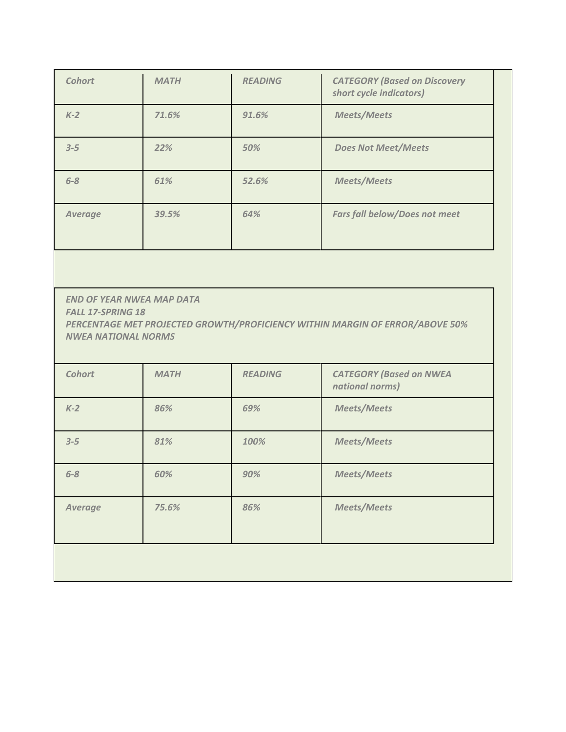| *Cohort* | *MATH* | *READING* | *CATEGORY (Based on Discovery short cycle indicators)* |
|---|---|---|---|
| *K-2* | *71.6%* | *91.6%* | *Meets/Meets* |
| *3-5* | *22%* | *50%* | *Does Not Meet/Meets* |
| *6-8* | *61%* | *52.6%* | *Meets/Meets* |
| *Average* | *39.5%* | *64%* | *Fars fall below/Does not meet* |

*END OF YEAR NWEA MAP DATA*
*FALL 17-SPRING 18*
*PERCENTAGE MET PROJECTED GROWTH/PROFICIENCY WITHIN MARGIN OF ERROR/ABOVE 50% NWEA NATIONAL NORMS*

| *Cohort* | *MATH* | *READING* | *CATEGORY (Based on NWEA national norms)* |
|---|---|---|---|
| *K-2* | *86%* | *69%* | *Meets/Meets* |
| *3-5* | *81%* | *100%* | *Meets/Meets* |
| *6-8* | *60%* | *90%* | *Meets/Meets* |
| *Average* | *75.6%* | *86%* | *Meets/Meets* |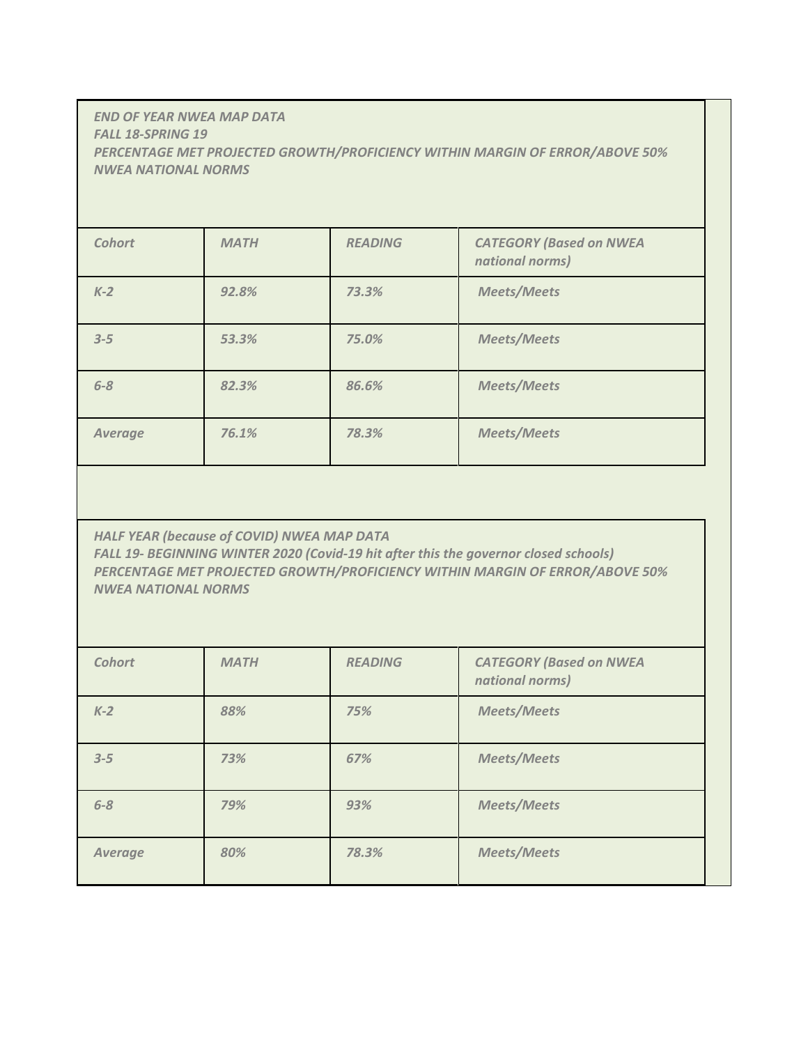*END OF YEAR NWEA MAP DATA*
*FALL 18-SPRING 19*
*PERCENTAGE MET PROJECTED GROWTH/PROFICIENCY WITHIN MARGIN OF ERROR/ABOVE 50% NWEA NATIONAL NORMS*

| *Cohort* | *MATH* | *READING* | *CATEGORY (Based on NWEA national norms)* |
|---|---|---|---|
| *K-2* | *92.8%* | *73.3%* | *Meets/Meets* |
| *3-5* | *53.3%* | *75.0%* | *Meets/Meets* |
| *6-8* | *82.3%* | *86.6%* | *Meets/Meets* |
| *Average* | *76.1%* | *78.3%* | *Meets/Meets* |

*HALF YEAR (because of COVID) NWEA MAP DATA*
*FALL 19- BEGINNING WINTER 2020 (Covid-19 hit after this the governor closed schools)*
*PERCENTAGE MET PROJECTED GROWTH/PROFICIENCY WITHIN MARGIN OF ERROR/ABOVE 50% NWEA NATIONAL NORMS*

| *Cohort* | *MATH* | *READING* | *CATEGORY (Based on NWEA national norms)* |
|---|---|---|---|
| *K-2* | *88%* | *75%* | *Meets/Meets* |
| *3-5* | *73%* | *67%* | *Meets/Meets* |
| *6-8* | *79%* | *93%* | *Meets/Meets* |
| *Average* | *80%* | *78.3%* | *Meets/Meets* |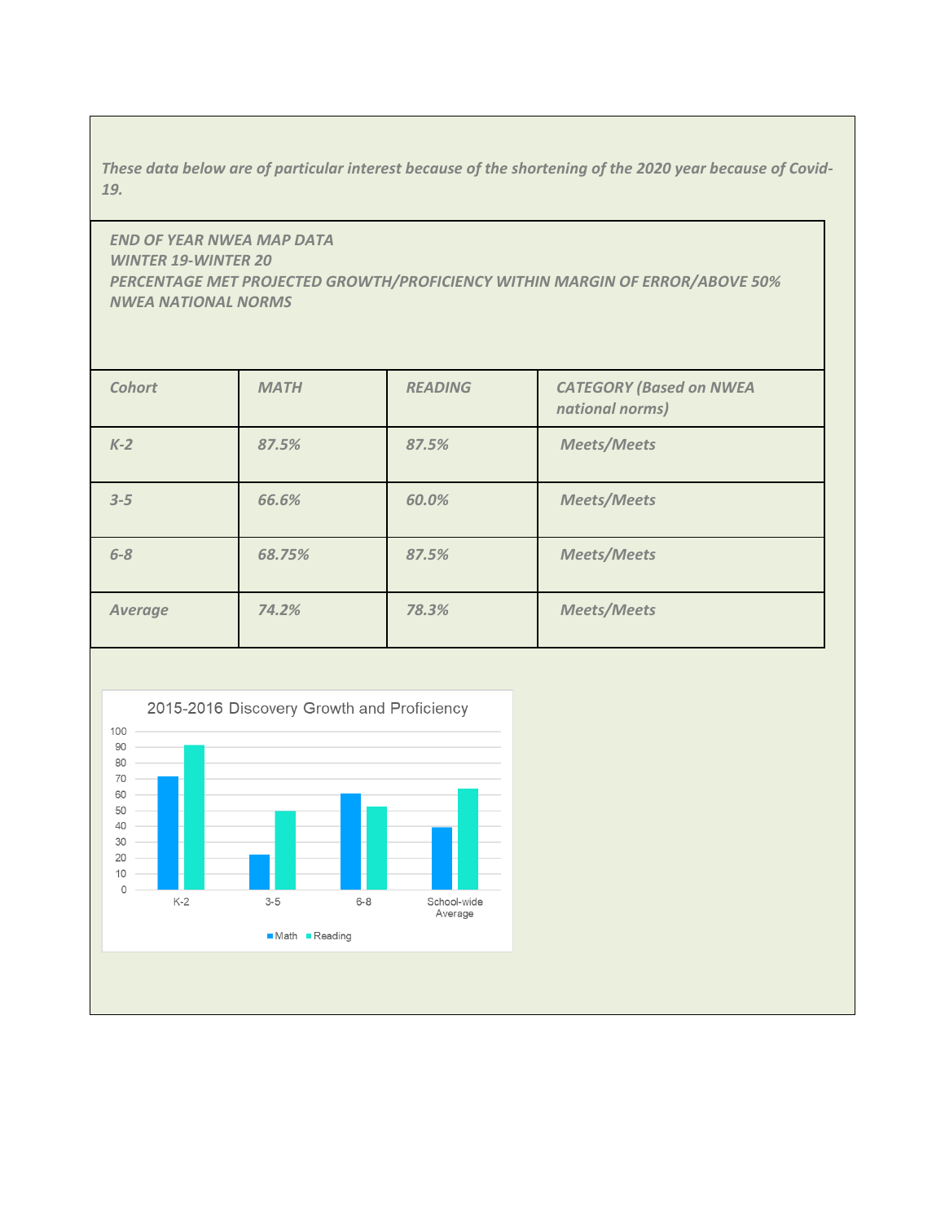*These data below are of particular interest because of the shortening of the 2020 year because of Covid-19.*

| *END OF YEAR NWEA MAP DATA<br>WINTER 19-WINTER 20<br>PERCENTAGE MET PROJECTED GROWTH/PROFICIENCY WITHIN MARGIN OF ERROR/ABOVE 50% NWEA NATIONAL NORMS* | | | |
|---|---|---|---|
| *Cohort* | *MATH* | *READING* | *CATEGORY (Based on NWEA national norms)* |
| *K-2* | *87.5%* | *87.5%* | *Meets/Meets* |
| *3-5* | *66.6%* | *60.0%* | *Meets/Meets* |
| *6-8* | *68.75%* | *87.5%* | *Meets/Meets* |
| *Average* | *74.2%* | *78.3%* | *Meets/Meets* |

2015-2016 Discovery Growth and Proficiency

K-2 | 3-5 | 6-8 | School-wide Average

Math | Reading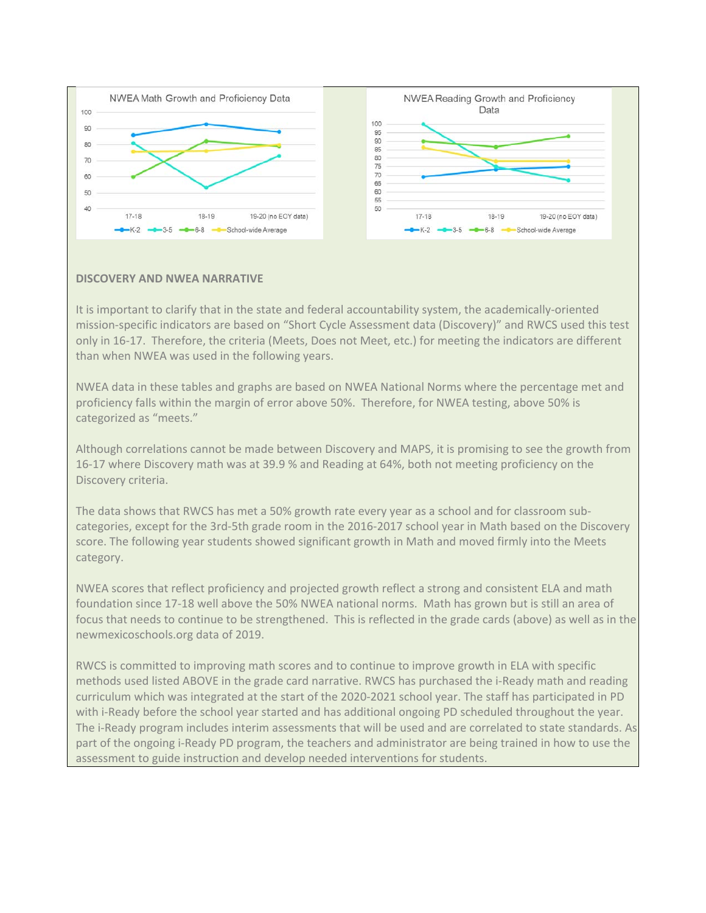NWEA Math Growth and Proficiency Data

NWEA Reading Growth and Proficiency Data

**DISCOVERY AND NWEA NARRATIVE**

It is important to clarify that in the state and federal accountability system, the academically-oriented mission-specific indicators are based on "Short Cycle Assessment data (Discovery)" and RWCS used this test only in 16-17. Therefore, the criteria (Meets, Does not Meet, etc.) for meeting the indicators are different than when NWEA was used in the following years.

NWEA data in these tables and graphs are based on NWEA National Norms where the percentage met and proficiency falls within the margin of error above 50%. Therefore, for NWEA testing, above 50% is categorized as "meets."

Although correlations cannot be made between Discovery and MAPS, it is promising to see the growth from 16-17 where Discovery math was at 39.9 % and Reading at 64%, both not meeting proficiency on the Discovery criteria.

The data shows that RWCS has met a 50% growth rate every year as a school and for classroom sub-categories, except for the 3rd-5th grade room in the 2016-2017 school year in Math based on the Discovery score. The following year students showed significant growth in Math and moved firmly into the Meets category.

NWEA scores that reflect proficiency and projected growth reflect a strong and consistent ELA and math foundation since 17-18 well above the 50% NWEA national norms. Math has grown but is still an area of focus that needs to continue to be strengthened. This is reflected in the grade cards (above) as well as in the newmexicoschools.org data of 2019.

RWCS is committed to improving math scores and to continue to improve growth in ELA with specific methods used listed ABOVE in the grade card narrative. RWCS has purchased the i-Ready math and reading curriculum which was integrated at the start of the 2020-2021 school year. The staff has participated in PD with i-Ready before the school year started and has additional ongoing PD scheduled throughout the year. The i-Ready program includes interim assessments that will be used and are correlated to state standards. As part of the ongoing i-Ready PD program, the teachers and administrator are being trained in how to use the assessment to guide instruction and develop needed interventions for students.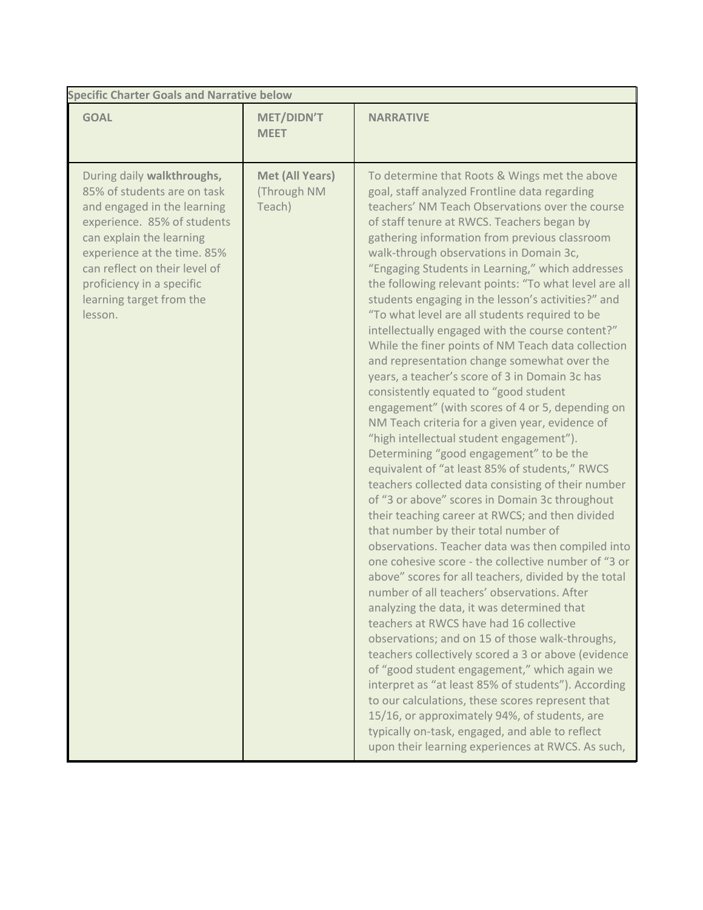| Specific Charter Goals and Narrative below | | |
|---|---|---|
| **GOAL** | **MET/DIDN'T MEET** | **NARRATIVE** |
| During daily **walkthroughs,** 85% of students are on task and engaged in the learning experience. 85% of students can explain the learning experience at the time. 85% can reflect on their level of proficiency in a specific learning target from the lesson. | **Met (All Years)** (Through NM Teach) | To determine that Roots & Wings met the above goal, staff analyzed Frontline data regarding teachers' NM Teach Observations over the course of staff tenure at RWCS. Teachers began by gathering information from previous classroom walk-through observations in Domain 3c, "Engaging Students in Learning," which addresses the following relevant points: "To what level are all students engaging in the lesson's activities?" and "To what level are all students required to be intellectually engaged with the course content?" While the finer points of NM Teach data collection and representation change somewhat over the years, a teacher's score of 3 in Domain 3c has consistently equated to "good student engagement" (with scores of 4 or 5, depending on NM Teach criteria for a given year, evidence of "high intellectual student engagement"). Determining "good engagement" to be the equivalent of "at least 85% of students," RWCS teachers collected data consisting of their number of "3 or above" scores in Domain 3c throughout their teaching career at RWCS; and then divided that number by their total number of observations. Teacher data was then compiled into one cohesive score - the collective number of "3 or above" scores for all teachers, divided by the total number of all teachers' observations. After analyzing the data, it was determined that teachers at RWCS have had 16 collective observations; and on 15 of those walk-throughs, teachers collectively scored a 3 or above (evidence of "good student engagement," which again we interpret as "at least 85% of students"). According to our calculations, these scores represent that 15/16, or approximately 94%, of students, are typically on-task, engaged, and able to reflect upon their learning experiences at RWCS. As such, |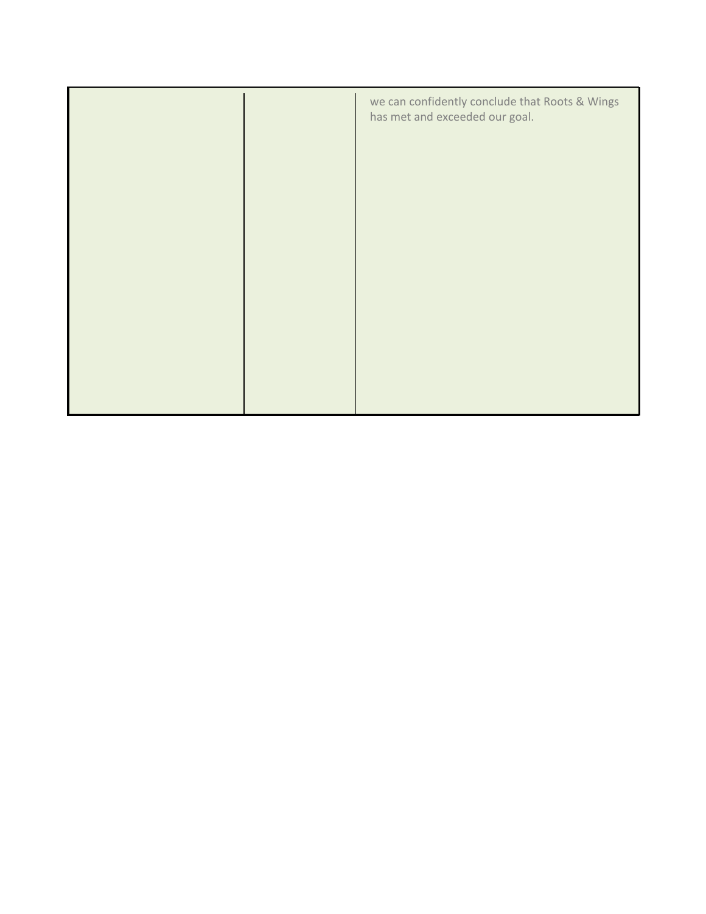| | | |
|---|---|---|
| | | we can confidently conclude that Roots & Wings has met and exceeded our goal. |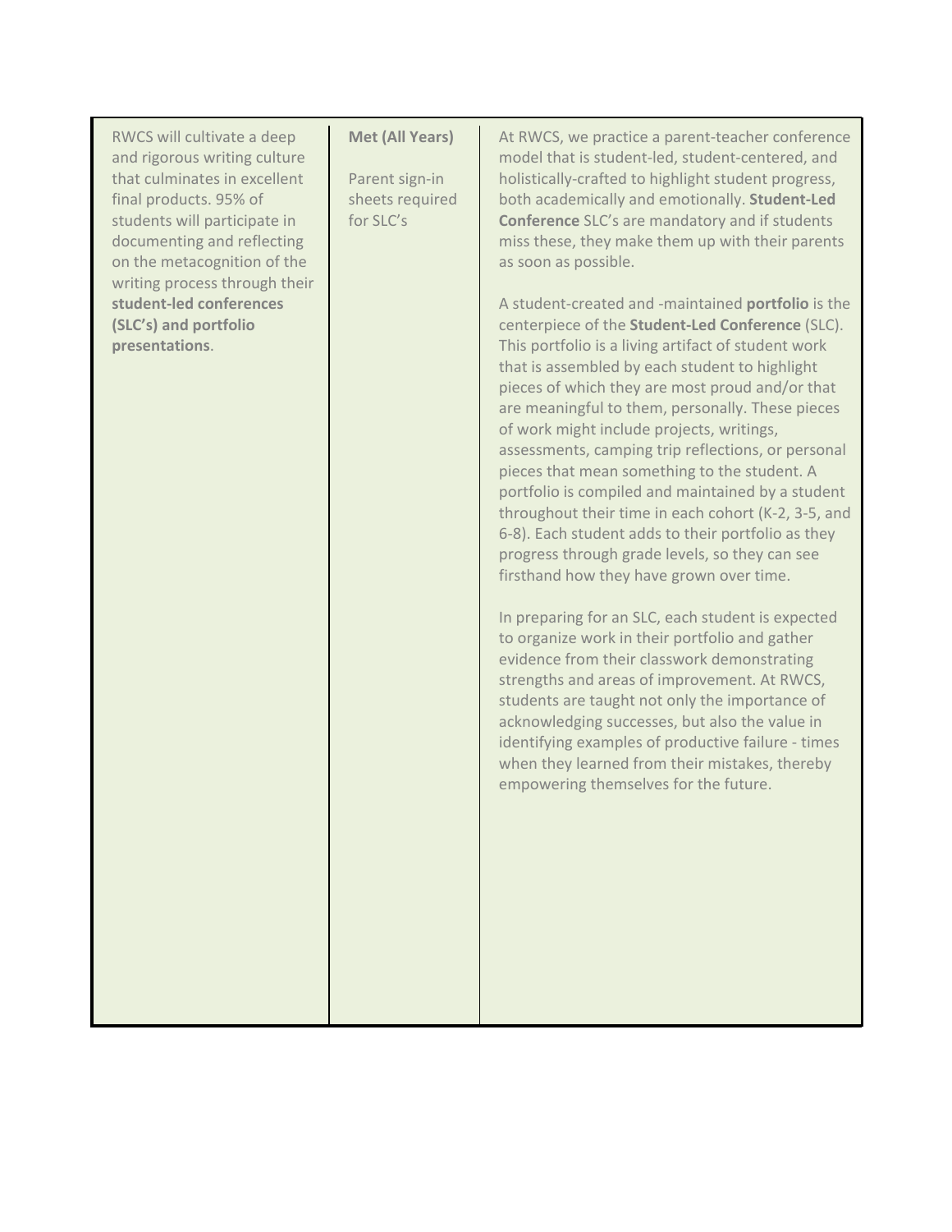| | | |
|---|---|---|
| RWCS will cultivate a deep and rigorous writing culture that culminates in excellent final products. 95% of students will participate in documenting and reflecting on the metacognition of the writing process through their **student-led conferences (SLC's) and portfolio presentations**. | **Met (All Years)**<br><br>Parent sign-in sheets required for SLC's | At RWCS, we practice a parent-teacher conference model that is student-led, student-centered, and holistically-crafted to highlight student progress, both academically and emotionally. **Student-Led Conference** SLC's are mandatory and if students miss these, they make them up with their parents as soon as possible.<br><br>A student-created and -maintained **portfolio** is the centerpiece of the **Student-Led Conference** (SLC). This portfolio is a living artifact of student work that is assembled by each student to highlight pieces of which they are most proud and/or that are meaningful to them, personally. These pieces of work might include projects, writings, assessments, camping trip reflections, or personal pieces that mean something to the student. A portfolio is compiled and maintained by a student throughout their time in each cohort (K-2, 3-5, and 6-8). Each student adds to their portfolio as they progress through grade levels, so they can see firsthand how they have grown over time.<br><br>In preparing for an SLC, each student is expected to organize work in their portfolio and gather evidence from their classwork demonstrating strengths and areas of improvement. At RWCS, students are taught not only the importance of acknowledging successes, but also the value in identifying examples of productive failure - times when they learned from their mistakes, thereby empowering themselves for the future. |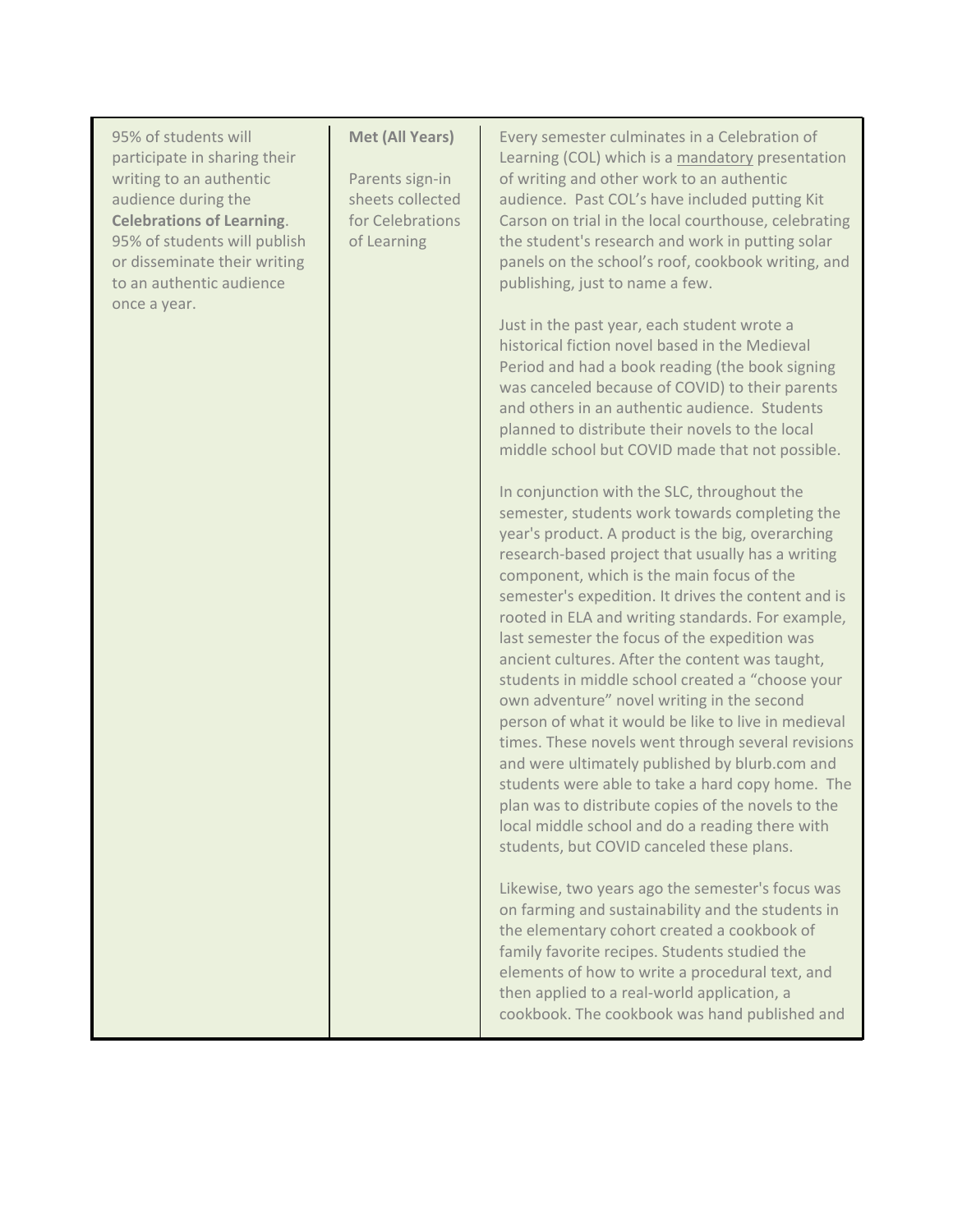| | | |
|---|---|---|
| 95% of students will participate in sharing their writing to an authentic audience during the **Celebrations of Learning**. 95% of students will publish or disseminate their writing to an authentic audience once a year. | **Met (All Years)**<br><br>Parents sign-in sheets collected for Celebrations of Learning | Every semester culminates in a Celebration of Learning (COL) which is a <u>mandatory</u> presentation of writing and other work to an authentic audience. Past COL's have included putting Kit Carson on trial in the local courthouse, celebrating the student's research and work in putting solar panels on the school's roof, cookbook writing, and publishing, just to name a few.<br><br>Just in the past year, each student wrote a historical fiction novel based in the Medieval Period and had a book reading (the book signing was canceled because of COVID) to their parents and others in an authentic audience. Students planned to distribute their novels to the local middle school but COVID made that not possible.<br><br>In conjunction with the SLC, throughout the semester, students work towards completing the year's product. A product is the big, overarching research-based project that usually has a writing component, which is the main focus of the semester's expedition. It drives the content and is rooted in ELA and writing standards. For example, last semester the focus of the expedition was ancient cultures. After the content was taught, students in middle school created a "choose your own adventure" novel writing in the second person of what it would be like to live in medieval times. These novels went through several revisions and were ultimately published by blurb.com and students were able to take a hard copy home. The plan was to distribute copies of the novels to the local middle school and do a reading there with students, but COVID canceled these plans.<br><br>Likewise, two years ago the semester's focus was on farming and sustainability and the students in the elementary cohort created a cookbook of family favorite recipes. Students studied the elements of how to write a procedural text, and then applied to a real-world application, a cookbook. The cookbook was hand published and |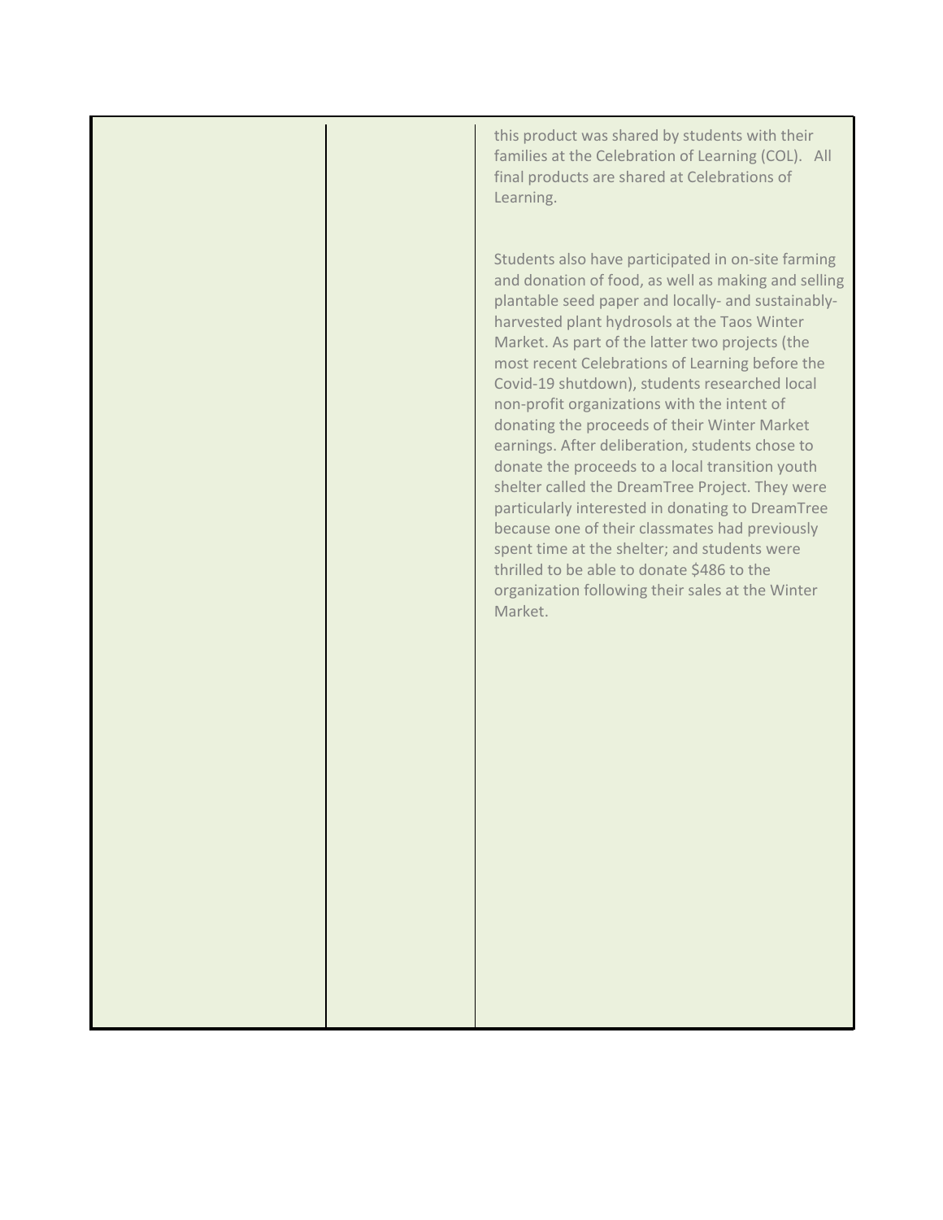|  |  |  |
| --- | --- | --- |
|  |  | this product was shared by students with their families at the Celebration of Learning (COL). All final products are shared at Celebrations of Learning.<br><br>Students also have participated in on-site farming and donation of food, as well as making and selling plantable seed paper and locally- and sustainably-harvested plant hydrosols at the Taos Winter Market. As part of the latter two projects (the most recent Celebrations of Learning before the Covid-19 shutdown), students researched local non-profit organizations with the intent of donating the proceeds of their Winter Market earnings. After deliberation, students chose to donate the proceeds to a local transition youth shelter called the DreamTree Project. They were particularly interested in donating to DreamTree because one of their classmates had previously spent time at the shelter; and students were thrilled to be able to donate $486 to the organization following their sales at the Winter Market. |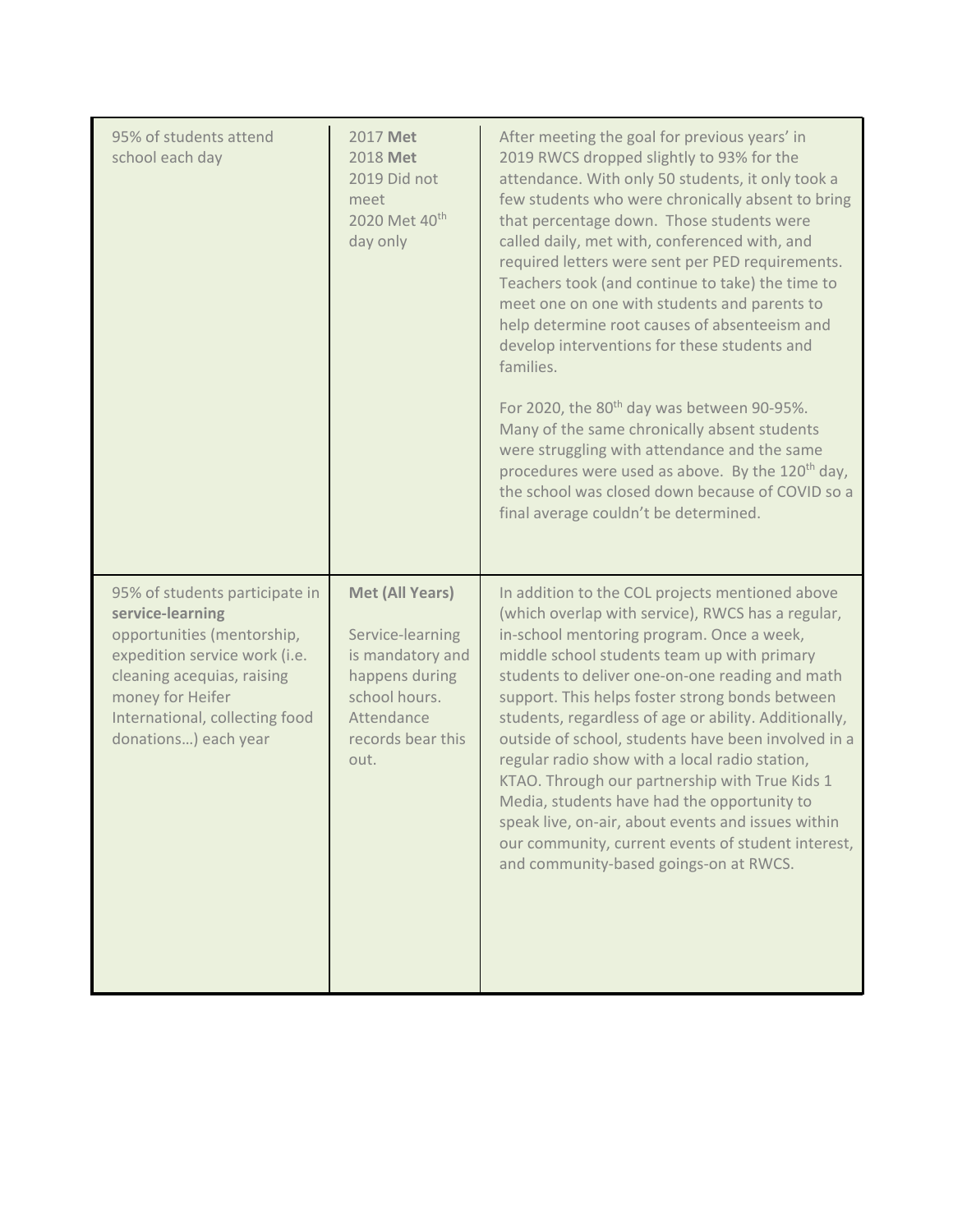| | | |
|---|---|---|
| 95% of students attend school each day | 2017 **Met**<br>2018 **Met**<br>2019 Did not meet<br>2020 Met 40th day only | After meeting the goal for previous years' in 2019 RWCS dropped slightly to 93% for the attendance. With only 50 students, it only took a few students who were chronically absent to bring that percentage down. Those students were called daily, met with, conferenced with, and required letters were sent per PED requirements. Teachers took (and continue to take) the time to meet one on one with students and parents to help determine root causes of absenteeism and develop interventions for these students and families.<br><br>For 2020, the 80th day was between 90-95%. Many of the same chronically absent students were struggling with attendance and the same procedures were used as above. By the 120th day, the school was closed down because of COVID so a final average couldn't be determined. |
| 95% of students participate in **service-learning** opportunities (mentorship, expedition service work (i.e. cleaning acequias, raising money for Heifer International, collecting food donations…) each year | **Met (All Years)**<br><br>Service-learning is mandatory and happens during school hours. Attendance records bear this out. | In addition to the COL projects mentioned above (which overlap with service), RWCS has a regular, in-school mentoring program. Once a week, middle school students team up with primary students to deliver one-on-one reading and math support. This helps foster strong bonds between students, regardless of age or ability. Additionally, outside of school, students have been involved in a regular radio show with a local radio station, KTAO. Through our partnership with True Kids 1 Media, students have had the opportunity to speak live, on-air, about events and issues within our community, current events of student interest, and community-based goings-on at RWCS. |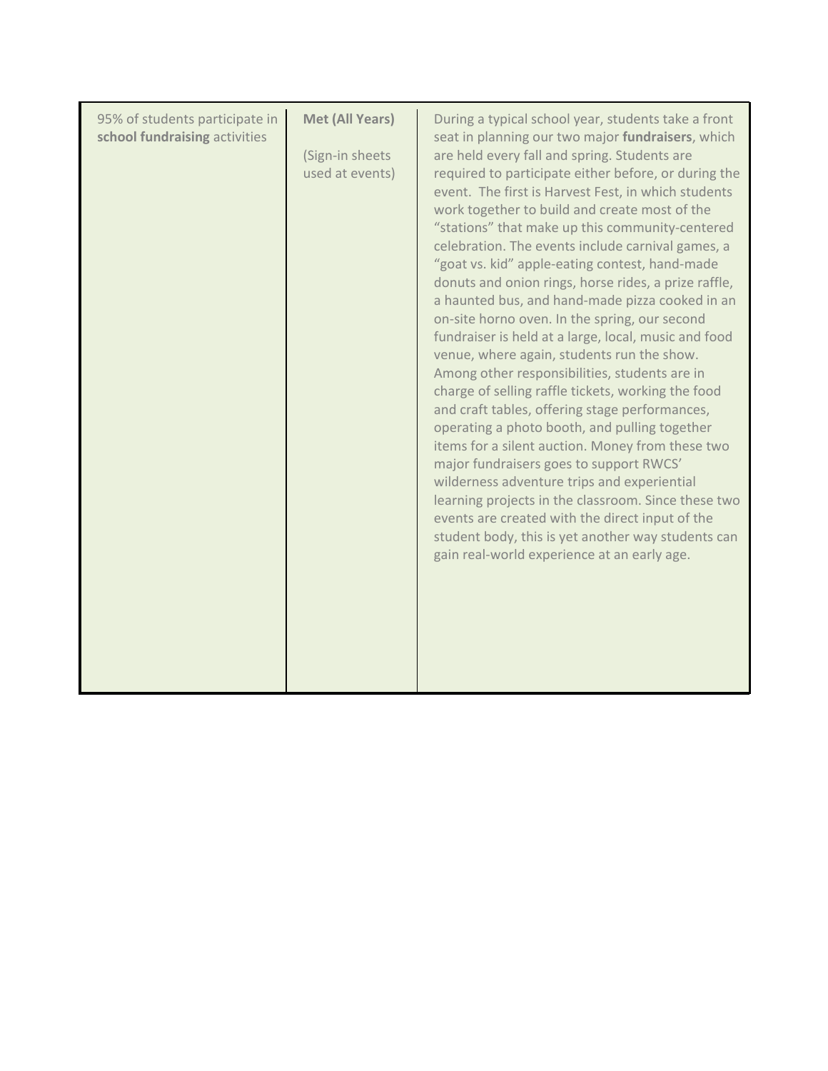| | | |
|---|---|---|
| 95% of students participate in **school fundraising** activities | **Met (All Years)**<br><br>(Sign-in sheets used at events) | During a typical school year, students take a front seat in planning our two major **fundraisers**, which are held every fall and spring. Students are required to participate either before, or during the event. The first is Harvest Fest, in which students work together to build and create most of the "stations" that make up this community-centered celebration. The events include carnival games, a "goat vs. kid" apple-eating contest, hand-made donuts and onion rings, horse rides, a prize raffle, a haunted bus, and hand-made pizza cooked in an on-site horno oven. In the spring, our second fundraiser is held at a large, local, music and food venue, where again, students run the show. Among other responsibilities, students are in charge of selling raffle tickets, working the food and craft tables, offering stage performances, operating a photo booth, and pulling together items for a silent auction. Money from these two major fundraisers goes to support RWCS' wilderness adventure trips and experiential learning projects in the classroom. Since these two events are created with the direct input of the student body, this is yet another way students can gain real-world experience at an early age. |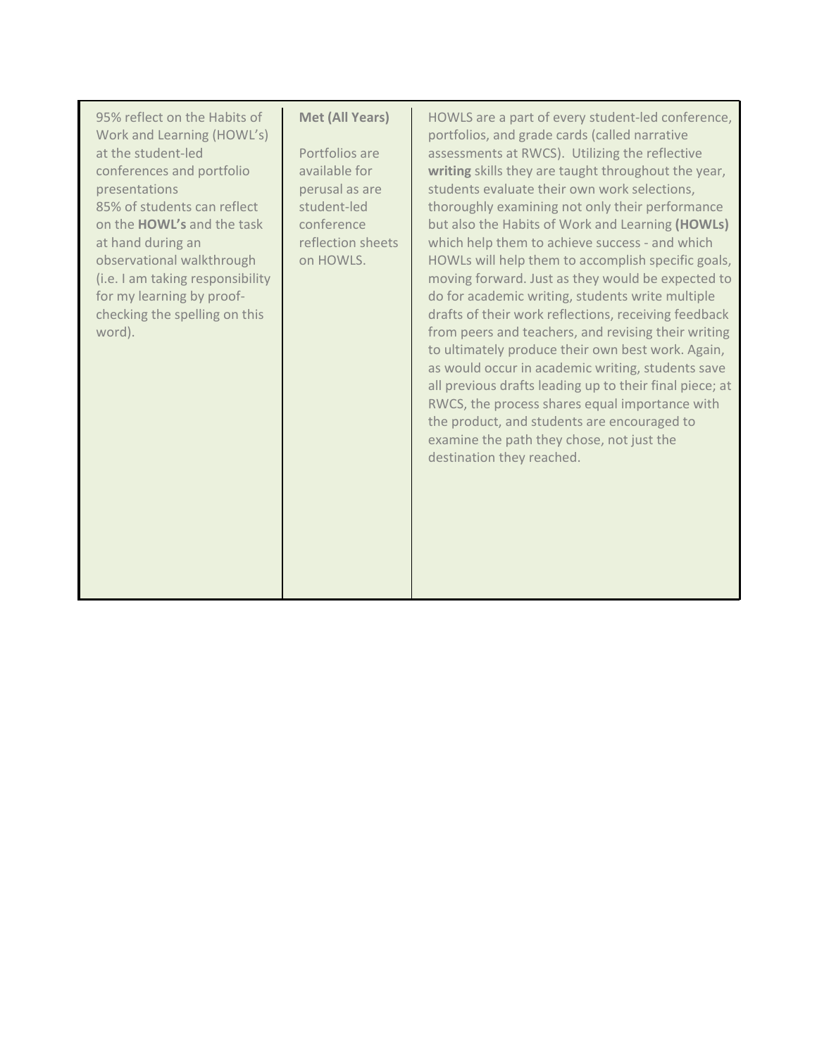| | | |
|---|---|---|
| 95% reflect on the Habits of Work and Learning (HOWL's) at the student-led conferences and portfolio presentations<br>85% of students can reflect on the **HOWL's** and the task at hand during an observational walkthrough (i.e. I am taking responsibility for my learning by proof-checking the spelling on this word). | **Met (All Years)**<br><br>Portfolios are available for perusal as are student-led conference reflection sheets on HOWLS. | HOWLS are a part of every student-led conference, portfolios, and grade cards (called narrative assessments at RWCS). Utilizing the reflective **writing** skills they are taught throughout the year, students evaluate their own work selections, thoroughly examining not only their performance but also the Habits of Work and Learning **(HOWLs)** which help them to achieve success - and which HOWLs will help them to accomplish specific goals, moving forward. Just as they would be expected to do for academic writing, students write multiple drafts of their work reflections, receiving feedback from peers and teachers, and revising their writing to ultimately produce their own best work. Again, as would occur in academic writing, students save all previous drafts leading up to their final piece; at RWCS, the process shares equal importance with the product, and students are encouraged to examine the path they chose, not just the destination they reached. |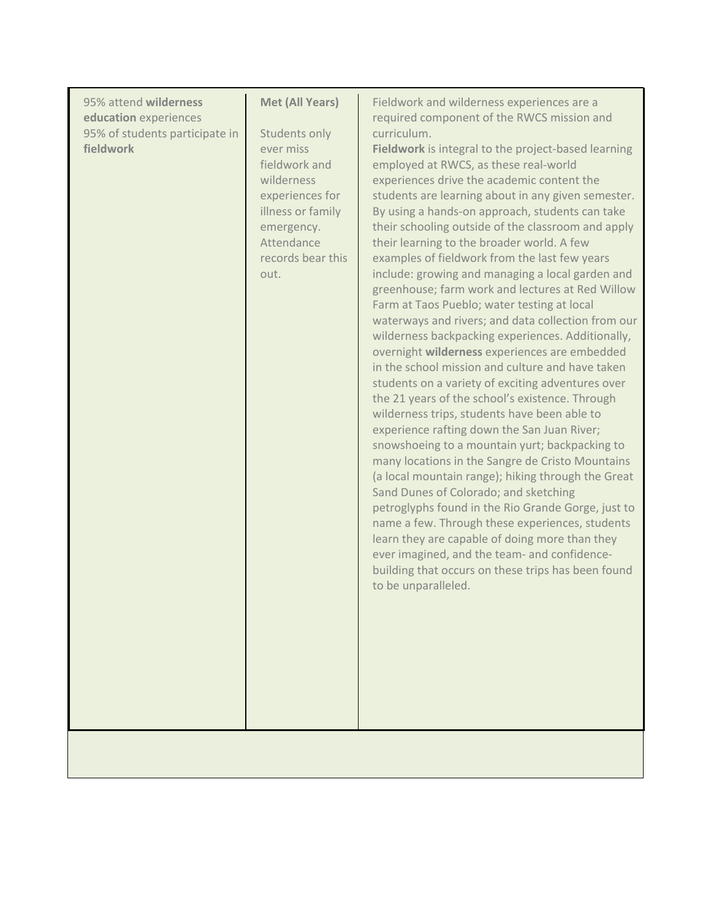| | | |
|---|---|---|
| 95% attend **wilderness education** experiences<br>95% of students participate in **fieldwork** | **Met (All Years)**<br><br>Students only ever miss fieldwork and wilderness experiences for illness or family emergency. Attendance records bear this out. | Fieldwork and wilderness experiences are a required component of the RWCS mission and curriculum.<br>**Fieldwork** is integral to the project-based learning employed at RWCS, as these real-world experiences drive the academic content the students are learning about in any given semester. By using a hands-on approach, students can take their schooling outside of the classroom and apply their learning to the broader world. A few examples of fieldwork from the last few years include: growing and managing a local garden and greenhouse; farm work and lectures at Red Willow Farm at Taos Pueblo; water testing at local waterways and rivers; and data collection from our wilderness backpacking experiences. Additionally, overnight **wilderness** experiences are embedded in the school mission and culture and have taken students on a variety of exciting adventures over the 21 years of the school's existence. Through wilderness trips, students have been able to experience rafting down the San Juan River; snowshoeing to a mountain yurt; backpacking to many locations in the Sangre de Cristo Mountains (a local mountain range); hiking through the Great Sand Dunes of Colorado; and sketching petroglyphs found in the Rio Grande Gorge, just to name a few. Through these experiences, students learn they are capable of doing more than they ever imagined, and the team- and confidence-building that occurs on these trips has been found to be unparalleled. |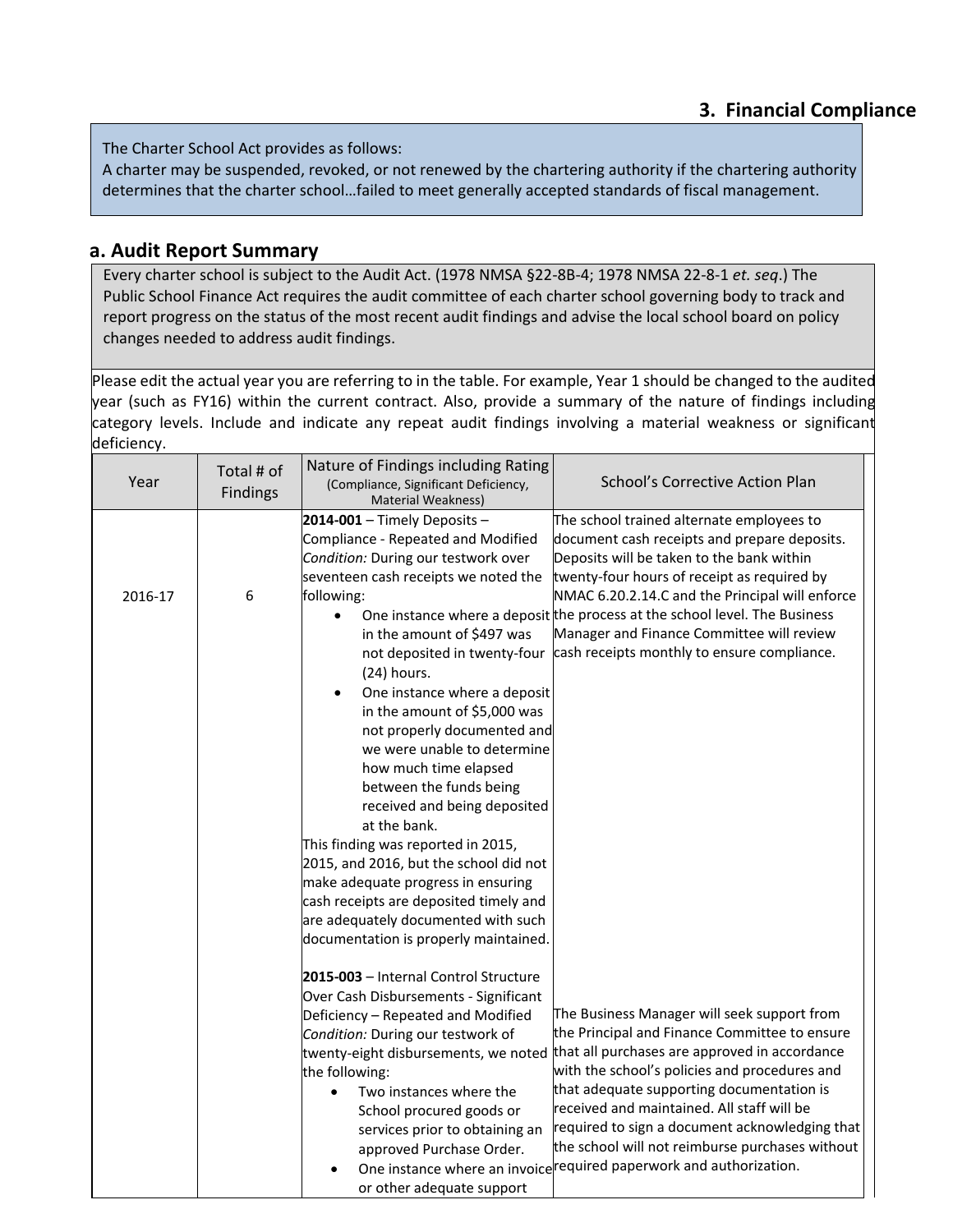## 3. Financial Compliance

> The Charter School Act provides as follows:
> A charter may be suspended, revoked, or not renewed by the chartering authority if the chartering authority determines that the charter school…failed to meet generally accepted standards of fiscal management.

## a. Audit Report Summary

Every charter school is subject to the Audit Act. (1978 NMSA §22-8B-4; 1978 NMSA 22-8-1 *et. seq*.) The Public School Finance Act requires the audit committee of each charter school governing body to track and report progress on the status of the most recent audit findings and advise the local school board on policy changes needed to address audit findings.

Please edit the actual year you are referring to in the table. For example, Year 1 should be changed to the audited year (such as FY16) within the current contract. Also, provide a summary of the nature of findings including category levels. Include and indicate any repeat audit findings involving a material weakness or significant deficiency.

| Year | Total # of Findings | Nature of Findings including Rating (Compliance, Significant Deficiency, Material Weakness) | School's Corrective Action Plan |
|---|---|---|---|
| 2016-17 | 6 | **2014-001** – Timely Deposits – Compliance - Repeated and Modified<br>*Condition:* During our testwork over seventeen cash receipts we noted the following:<br>• One instance where a deposit in the amount of $497 was not deposited in twenty-four (24) hours.<br>• One instance where a deposit in the amount of $5,000 was not properly documented and we were unable to determine how much time elapsed between the funds being received and being deposited at the bank.<br>This finding was reported in 2015, 2015, and 2016, but the school did not make adequate progress in ensuring cash receipts are deposited timely and are adequately documented with such documentation is properly maintained. | The school trained alternate employees to document cash receipts and prepare deposits. Deposits will be taken to the bank within twenty-four hours of receipt as required by NMAC 6.20.2.14.C and the Principal will enforce the process at the school level. The Business Manager and Finance Committee will review cash receipts monthly to ensure compliance. |
| | | **2015-003** – Internal Control Structure Over Cash Disbursements - Significant Deficiency – Repeated and Modified<br>*Condition:* During our testwork of twenty-eight disbursements, we noted the following:<br>• Two instances where the School procured goods or services prior to obtaining an approved Purchase Order.<br>• One instance where an invoice or other adequate support | The Business Manager will seek support from the Principal and Finance Committee to ensure that all purchases are approved in accordance with the school's policies and procedures and that adequate supporting documentation is received and maintained. All staff will be required to sign a document acknowledging that the school will not reimburse purchases without required paperwork and authorization. |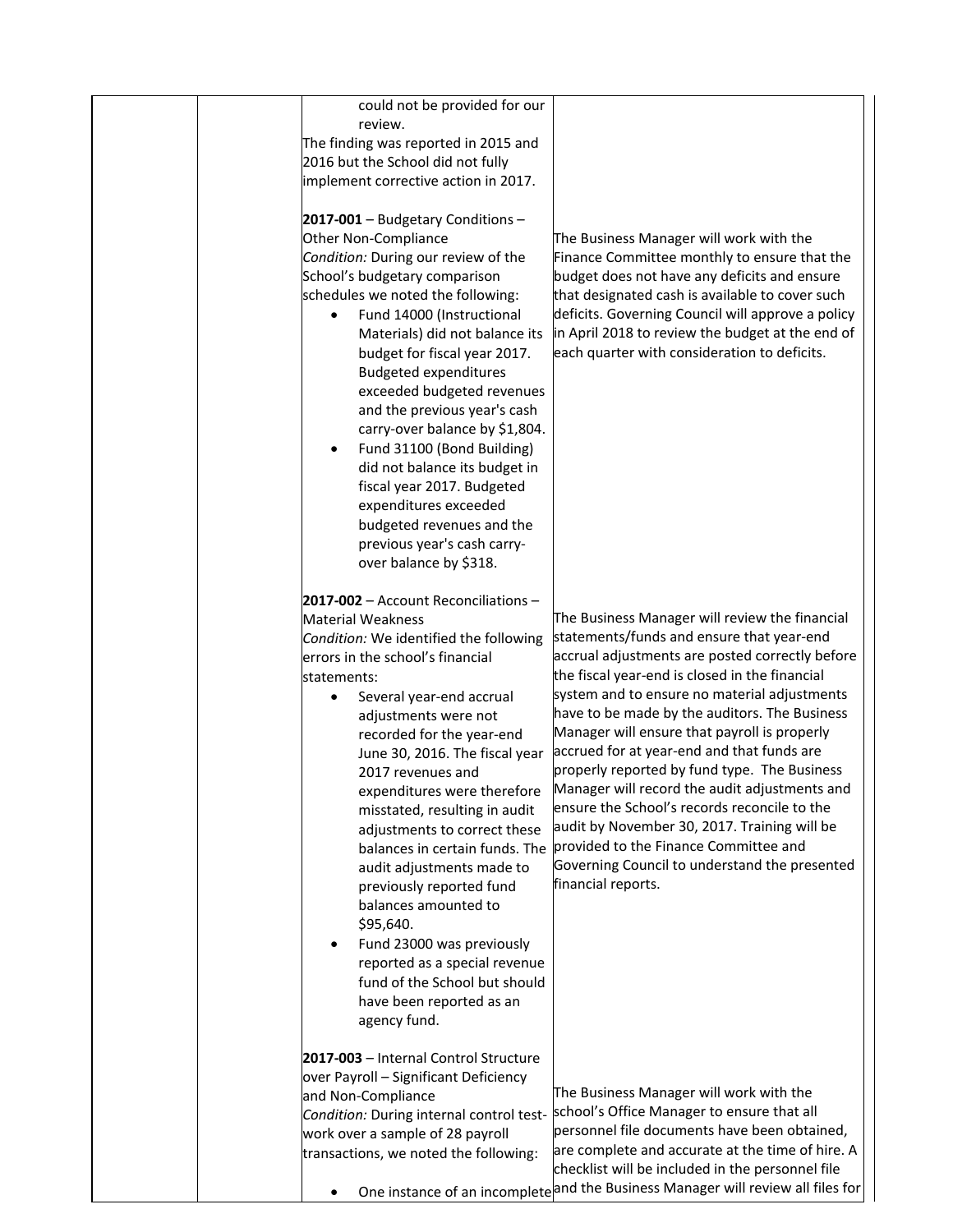| | | Finding | Corrective Action |
|---|---|---|---|
| | | could not be provided for our review.<br>The finding was reported in 2015 and 2016 but the School did not fully implement corrective action in 2017. | |
| | | **2017-001** – Budgetary Conditions – Other Non-Compliance<br>*Condition:* During our review of the School's budgetary comparison schedules we noted the following:<br>• Fund 14000 (Instructional Materials) did not balance its budget for fiscal year 2017. Budgeted expenditures exceeded budgeted revenues and the previous year's cash carry-over balance by $1,804.<br>• Fund 31100 (Bond Building) did not balance its budget in fiscal year 2017. Budgeted expenditures exceeded budgeted revenues and the previous year's cash carry-over balance by $318. | The Business Manager will work with the Finance Committee monthly to ensure that the budget does not have any deficits and ensure that designated cash is available to cover such deficits. Governing Council will approve a policy in April 2018 to review the budget at the end of each quarter with consideration to deficits. |
| | | **2017-002** – Account Reconciliations – Material Weakness<br>*Condition:* We identified the following errors in the school's financial statements:<br>• Several year-end accrual adjustments were not recorded for the year-end June 30, 2016. The fiscal year 2017 revenues and expenditures were therefore misstated, resulting in audit adjustments to correct these balances in certain funds. The audit adjustments made to previously reported fund balances amounted to $95,640.<br>• Fund 23000 was previously reported as a special revenue fund of the School but should have been reported as an agency fund. | The Business Manager will review the financial statements/funds and ensure that year-end accrual adjustments are posted correctly before the fiscal year-end is closed in the financial system and to ensure no material adjustments have to be made by the auditors. The Business Manager will ensure that payroll is properly accrued for at year-end and that funds are properly reported by fund type. The Business Manager will record the audit adjustments and ensure the School's records reconcile to the audit by November 30, 2017. Training will be provided to the Finance Committee and Governing Council to understand the presented financial reports. |
| | | **2017-003** – Internal Control Structure over Payroll – Significant Deficiency and Non-Compliance<br>*Condition:* During internal control test-work over a sample of 28 payroll transactions, we noted the following:<br>• One instance of an incomplete | The Business Manager will work with the school's Office Manager to ensure that all personnel file documents have been obtained, are complete and accurate at the time of hire. A checklist will be included in the personnel file and the Business Manager will review all files for |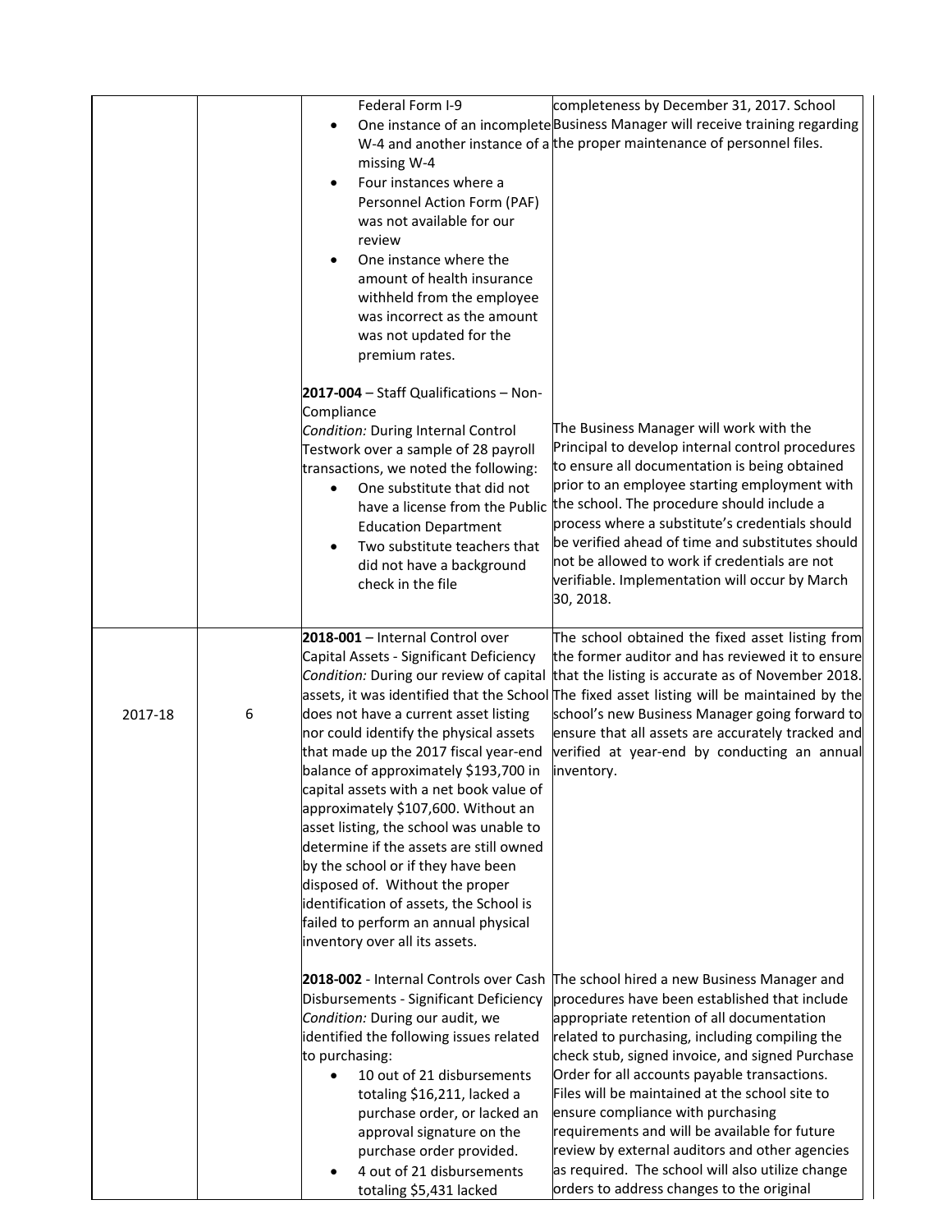| | | | |
|---|---|---|---|
| | | Federal Form I-9<br>• One instance of an incomplete W-4 and another instance of a missing W-4<br>• Four instances where a Personnel Action Form (PAF) was not available for our review<br>• One instance where the amount of health insurance withheld from the employee was incorrect as the amount was not updated for the premium rates. | completeness by December 31, 2017. School Business Manager will receive training regarding the proper maintenance of personnel files. |
| | | **2017-004** – Staff Qualifications – Non-Compliance<br>*Condition:* During Internal Control Testwork over a sample of 28 payroll transactions, we noted the following:<br>• One substitute that did not have a license from the Public Education Department<br>• Two substitute teachers that did not have a background check in the file | The Business Manager will work with the Principal to develop internal control procedures to ensure all documentation is being obtained prior to an employee starting employment with the school. The procedure should include a process where a substitute's credentials should be verified ahead of time and substitutes should not be allowed to work if credentials are not verifiable. Implementation will occur by March 30, 2018. |
| 2017-18 | 6 | **2018-001** – Internal Control over Capital Assets - Significant Deficiency<br>*Condition:* During our review of capital assets, it was identified that the School does not have a current asset listing nor could identify the physical assets that made up the 2017 fiscal year-end balance of approximately $193,700 in capital assets with a net book value of approximately $107,600. Without an asset listing, the school was unable to determine if the assets are still owned by the school or if they have been disposed of. Without the proper identification of assets, the School is failed to perform an annual physical inventory over all its assets. | The school obtained the fixed asset listing from the former auditor and has reviewed it to ensure that the listing is accurate as of November 2018. The fixed asset listing will be maintained by the school's new Business Manager going forward to ensure that all assets are accurately tracked and verified at year-end by conducting an annual inventory. |
| | | **2018-002** - Internal Controls over Cash Disbursements - Significant Deficiency<br>*Condition:* During our audit, we identified the following issues related to purchasing:<br>• 10 out of 21 disbursements totaling $16,211, lacked a purchase order, or lacked an approval signature on the purchase order provided.<br>• 4 out of 21 disbursements totaling $5,431 lacked | The school hired a new Business Manager and procedures have been established that include appropriate retention of all documentation related to purchasing, including compiling the check stub, signed invoice, and signed Purchase Order for all accounts payable transactions. Files will be maintained at the school site to ensure compliance with purchasing requirements and will be available for future review by external auditors and other agencies as required. The school will also utilize change orders to address changes to the original |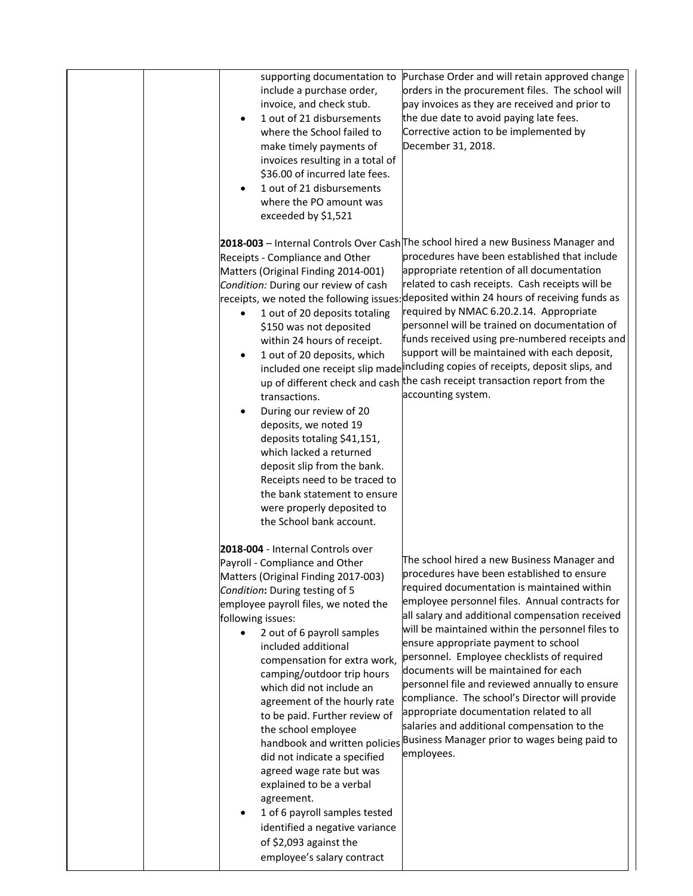| | | | |
|---|---|---|---|
| | | supporting documentation to include a purchase order, invoice, and check stub.<br>• 1 out of 21 disbursements where the School failed to make timely payments of invoices resulting in a total of \$36.00 of incurred late fees.<br>• 1 out of 21 disbursements where the PO amount was exceeded by \$1,521 | Purchase Order and will retain approved change orders in the procurement files. The school will pay invoices as they are received and prior to the due date to avoid paying late fees. Corrective action to be implemented by December 31, 2018. |
| | | **2018-003** – Internal Controls Over Cash Receipts - Compliance and Other Matters (Original Finding 2014-001)<br>*Condition:* During our review of cash receipts, we noted the following issues:<br>• 1 out of 20 deposits totaling \$150 was not deposited within 24 hours of receipt.<br>• 1 out of 20 deposits, which included one receipt slip made up of different check and cash transactions.<br>• During our review of 20 deposits, we noted 19 deposits totaling \$41,151, which lacked a returned deposit slip from the bank. Receipts need to be traced to the bank statement to ensure were properly deposited to the School bank account. | The school hired a new Business Manager and procedures have been established that include appropriate retention of all documentation related to cash receipts. Cash receipts will be deposited within 24 hours of receiving funds as required by NMAC 6.20.2.14. Appropriate personnel will be trained on documentation of funds received using pre-numbered receipts and support will be maintained with each deposit, including copies of receipts, deposit slips, and the cash receipt transaction report from the accounting system. |
| | | **2018-004** - Internal Controls over Payroll - Compliance and Other Matters (Original Finding 2017-003)<br>*Condition***:** During testing of 5 employee payroll files, we noted the following issues:<br>• 2 out of 6 payroll samples included additional compensation for extra work, camping/outdoor trip hours which did not include an agreement of the hourly rate to be paid. Further review of the school employee handbook and written policies did not indicate a specified agreed wage rate but was explained to be a verbal agreement.<br>• 1 of 6 payroll samples tested identified a negative variance of \$2,093 against the employee's salary contract | The school hired a new Business Manager and procedures have been established to ensure required documentation is maintained within employee personnel files. Annual contracts for all salary and additional compensation received will be maintained within the personnel files to ensure appropriate payment to school personnel. Employee checklists of required documents will be maintained for each personnel file and reviewed annually to ensure compliance. The school's Director will provide appropriate documentation related to all salaries and additional compensation to the Business Manager prior to wages being paid to employees. |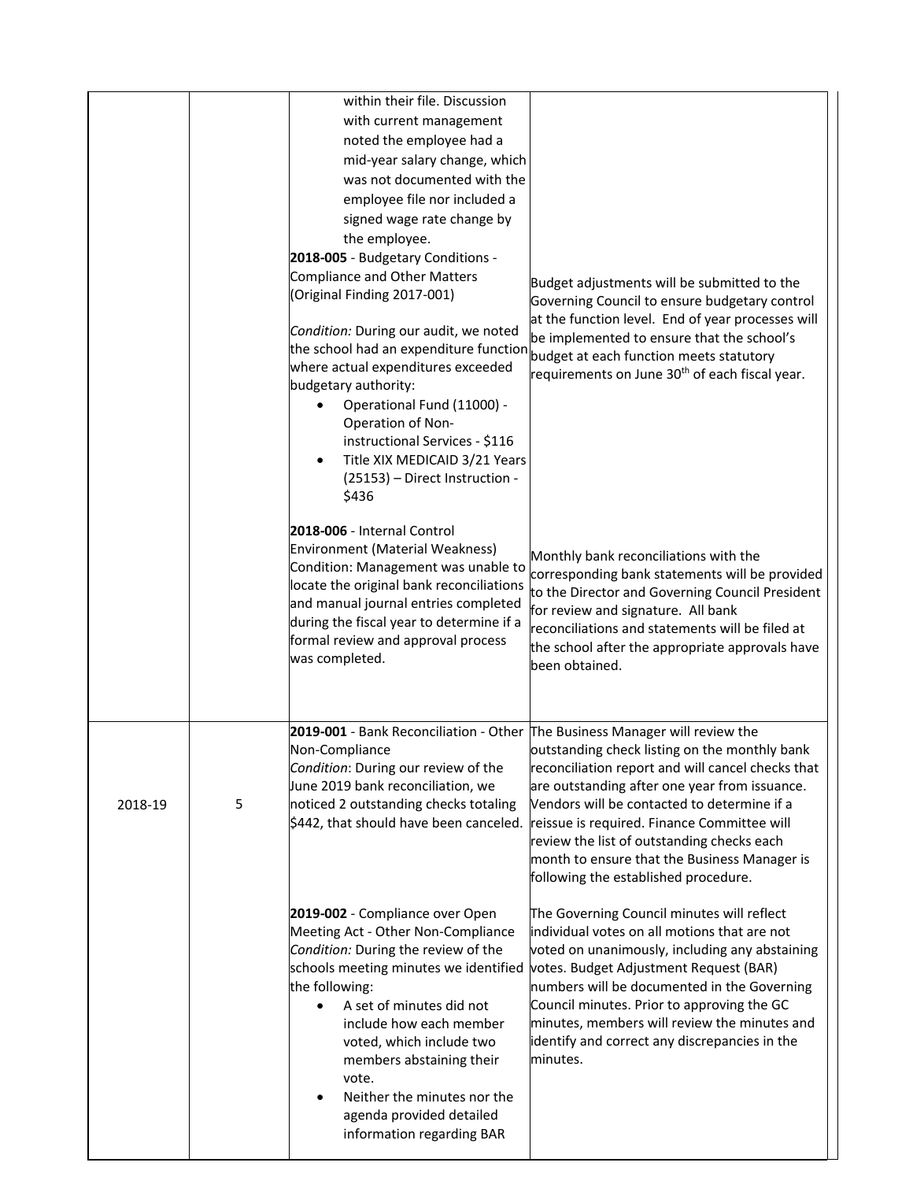| | | | |
|---|---|---|---|
| | | within their file. Discussion with current management noted the employee had a mid-year salary change, which was not documented with the employee file nor included a signed wage rate change by the employee.<br><br>**2018-005** - Budgetary Conditions - Compliance and Other Matters (Original Finding 2017-001)<br><br>*Condition:* During our audit, we noted the school had an expenditure function where actual expenditures exceeded budgetary authority:<br>• Operational Fund (11000) - Operation of Non-instructional Services - $116<br>• Title XIX MEDICAID 3/21 Years (25153) – Direct Instruction - $436<br><br>**2018-006** - Internal Control Environment (Material Weakness) Condition: Management was unable to locate the original bank reconciliations and manual journal entries completed during the fiscal year to determine if a formal review and approval process was completed. | Budget adjustments will be submitted to the Governing Council to ensure budgetary control at the function level. End of year processes will be implemented to ensure that the school's budget at each function meets statutory requirements on June 30th of each fiscal year.<br><br>Monthly bank reconciliations with the corresponding bank statements will be provided to the Director and Governing Council President for review and signature. All bank reconciliations and statements will be filed at the school after the appropriate approvals have been obtained. |
| 2018-19 | 5 | **2019-001** - Bank Reconciliation - Other Non-Compliance<br>*Condition*: During our review of the June 2019 bank reconciliation, we noticed 2 outstanding checks totaling $442, that should have been canceled.<br><br>**2019-002** - Compliance over Open Meeting Act - Other Non-Compliance<br>*Condition:* During the review of the schools meeting minutes we identified the following:<br>• A set of minutes did not include how each member voted, which include two members abstaining their vote.<br>• Neither the minutes nor the agenda provided detailed information regarding BAR | The Business Manager will review the outstanding check listing on the monthly bank reconciliation report and will cancel checks that are outstanding after one year from issuance. Vendors will be contacted to determine if a reissue is required. Finance Committee will review the list of outstanding checks each month to ensure that the Business Manager is following the established procedure.<br><br>The Governing Council minutes will reflect individual votes on all motions that are not voted on unanimously, including any abstaining votes. Budget Adjustment Request (BAR) numbers will be documented in the Governing Council minutes. Prior to approving the GC minutes, members will review the minutes and identify and correct any discrepancies in the minutes. |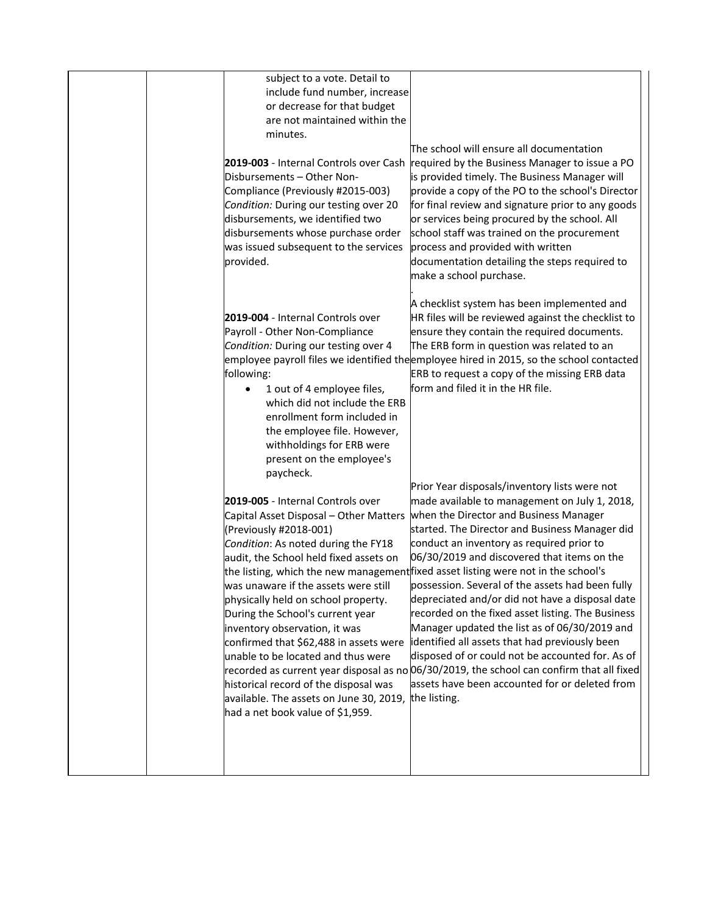| | | | |
|---|---|---|---|
| | | subject to a vote. Detail to include fund number, increase or decrease for that budget are not maintained within the minutes.<br><br>**2019-003** - Internal Controls over Cash Disbursements – Other Non-Compliance (Previously #2015-003)<br>*Condition:* During our testing over 20 disbursements, we identified two disbursements whose purchase order was issued subsequent to the services provided.<br><br>**2019-004** - Internal Controls over Payroll - Other Non-Compliance<br>*Condition:* During our testing over 4 employee payroll files we identified the following:<br>• 1 out of 4 employee files, which did not include the ERB enrollment form included in the employee file. However, withholdings for ERB were present on the employee's paycheck.<br><br>**2019-005** - Internal Controls over Capital Asset Disposal – Other Matters (Previously #2018-001)<br>*Condition*: As noted during the FY18 audit, the School held fixed assets on the listing, which the new management was unaware if the assets were still physically held on school property. During the School's current year inventory observation, it was confirmed that $62,488 in assets were unable to be located and thus were recorded as current year disposal as no historical record of the disposal was available. The assets on June 30, 2019, had a net book value of $1,959. | The school will ensure all documentation required by the Business Manager to issue a PO is provided timely. The Business Manager will provide a copy of the PO to the school's Director for final review and signature prior to any goods or services being procured by the school. All school staff was trained on the procurement process and provided with written documentation detailing the steps required to make a school purchase.<br>.<br>A checklist system has been implemented and HR files will be reviewed against the checklist to ensure they contain the required documents. The ERB form in question was related to an employee hired in 2015, so the school contacted ERB to request a copy of the missing ERB data form and filed it in the HR file.<br><br>Prior Year disposals/inventory lists were not made available to management on July 1, 2018, when the Director and Business Manager started. The Director and Business Manager did conduct an inventory as required prior to 06/30/2019 and discovered that items on the fixed asset listing were not in the school's possession. Several of the assets had been fully depreciated and/or did not have a disposal date recorded on the fixed asset listing. The Business Manager updated the list as of 06/30/2019 and identified all assets that had previously been disposed of or could not be accounted for. As of 06/30/2019, the school can confirm that all fixed assets have been accounted for or deleted from the listing. |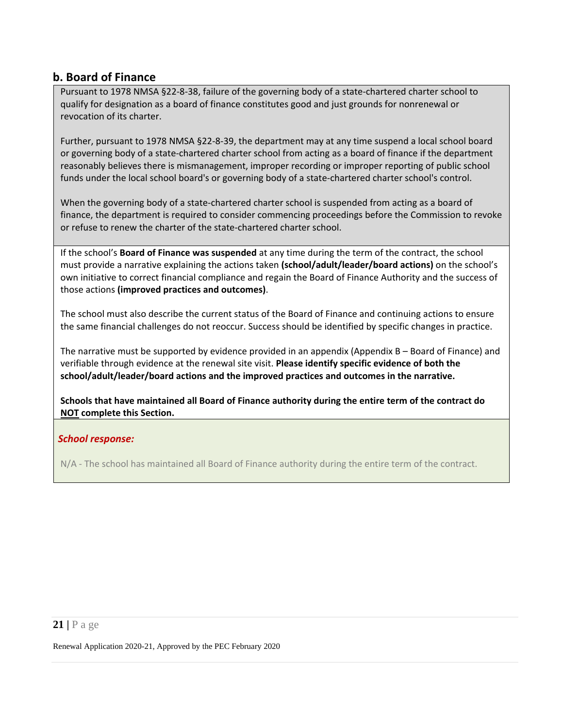## b. Board of Finance

Pursuant to 1978 NMSA §22-8-38, failure of the governing body of a state-chartered charter school to qualify for designation as a board of finance constitutes good and just grounds for nonrenewal or revocation of its charter.

Further, pursuant to 1978 NMSA §22-8-39, the department may at any time suspend a local school board or governing body of a state-chartered charter school from acting as a board of finance if the department reasonably believes there is mismanagement, improper recording or improper reporting of public school funds under the local school board's or governing body of a state-chartered charter school's control.

When the governing body of a state-chartered charter school is suspended from acting as a board of finance, the department is required to consider commencing proceedings before the Commission to revoke or refuse to renew the charter of the state-chartered charter school.

If the school's **Board of Finance was suspended** at any time during the term of the contract, the school must provide a narrative explaining the actions taken **(school/adult/leader/board actions)** on the school's own initiative to correct financial compliance and regain the Board of Finance Authority and the success of those actions **(improved practices and outcomes)**.

The school must also describe the current status of the Board of Finance and continuing actions to ensure the same financial challenges do not reoccur. Success should be identified by specific changes in practice.

The narrative must be supported by evidence provided in an appendix (Appendix B – Board of Finance) and verifiable through evidence at the renewal site visit. **Please identify specific evidence of both the school/adult/leader/board actions and the improved practices and outcomes in the narrative.**

**Schools that have maintained all Board of Finance authority during the entire term of the contract do <u>NOT</u> complete this Section.**

***School response:***

N/A - The school has maintained all Board of Finance authority during the entire term of the contract.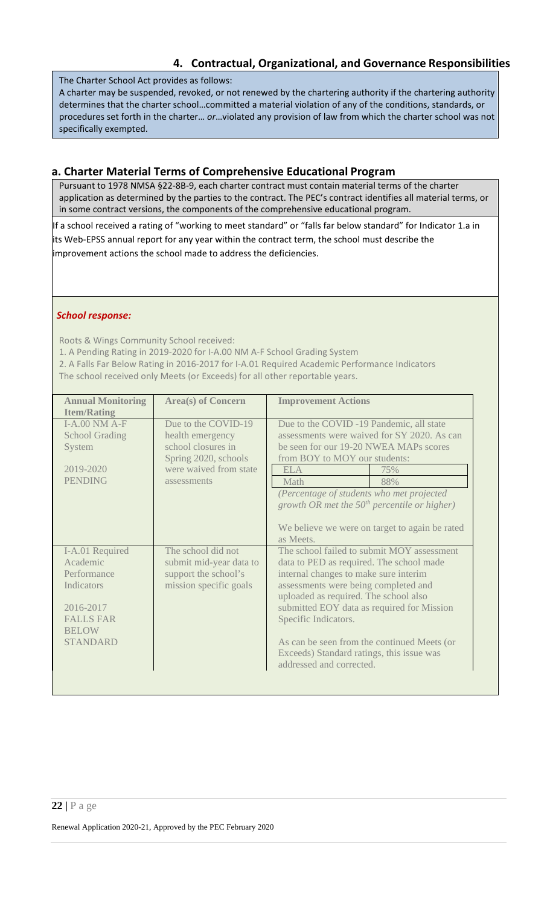## 4. Contractual, Organizational, and Governance Responsibilities

The Charter School Act provides as follows:
A charter may be suspended, revoked, or not renewed by the chartering authority if the chartering authority determines that the charter school…committed a material violation of any of the conditions, standards, or procedures set forth in the charter… *or*…violated any provision of law from which the charter school was not specifically exempted.

### a. Charter Material Terms of Comprehensive Educational Program

Pursuant to 1978 NMSA §22-8B-9, each charter contract must contain material terms of the charter application as determined by the parties to the contract. The PEC's contract identifies all material terms, or in some contract versions, the components of the comprehensive educational program.

If a school received a rating of "working to meet standard" or "falls far below standard" for Indicator 1.a in its Web-EPSS annual report for any year within the contract term, the school must describe the improvement actions the school made to address the deficiencies.

***School response:***

Roots & Wings Community School received:
1. A Pending Rating in 2019-2020 for I-A.00 NM A-F School Grading System
2. A Falls Far Below Rating in 2016-2017 for I-A.01 Required Academic Performance Indicators
The school received only Meets (or Exceeds) for all other reportable years.

| Annual Monitoring Item/Rating | Area(s) of Concern | Improvement Actions |
|---|---|---|
| I-A.00 NM A-F School Grading System<br><br>2019-2020<br>PENDING | Due to the COVID-19 health emergency school closures in Spring 2020, schools were waived from state assessments | Due to the COVID -19 Pandemic, all state assessments were waived for SY 2020. As can be seen for our 19-20 NWEA MAPs scores from BOY to MOY our students:<br>ELA: 75%<br>Math: 88%<br>*(Percentage of students who met projected growth OR met the 50th percentile or higher)*<br><br>We believe we were on target to again be rated as Meets. |
| I-A.01 Required Academic Performance Indicators<br><br>2016-2017<br>FALLS FAR BELOW STANDARD | The school did not submit mid-year data to support the school's mission specific goals | The school failed to submit MOY assessment data to PED as required. The school made internal changes to make sure interim assessments were being completed and uploaded as required. The school also submitted EOY data as required for Mission Specific Indicators.<br><br>As can be seen from the continued Meets (or Exceeds) Standard ratings, this issue was addressed and corrected. |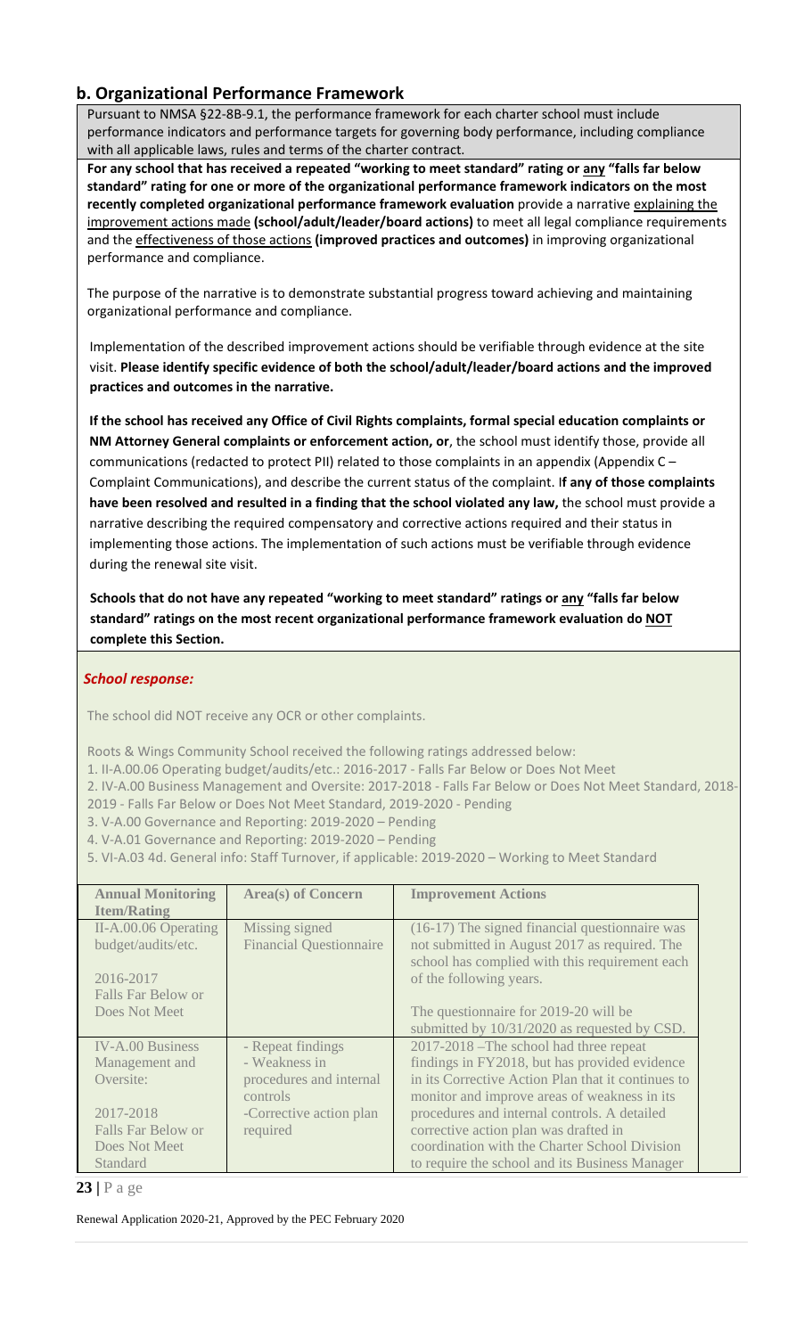## b. Organizational Performance Framework

Pursuant to NMSA §22-8B-9.1, the performance framework for each charter school must include performance indicators and performance targets for governing body performance, including compliance with all applicable laws, rules and terms of the charter contract.

**For any school that has received a repeated "working to meet standard" rating or any "falls far below standard" rating for one or more of the organizational performance framework indicators on the most recently completed organizational performance framework evaluation** provide a narrative explaining the improvement actions made **(school/adult/leader/board actions)** to meet all legal compliance requirements and the effectiveness of those actions **(improved practices and outcomes)** in improving organizational performance and compliance.

The purpose of the narrative is to demonstrate substantial progress toward achieving and maintaining organizational performance and compliance.

Implementation of the described improvement actions should be verifiable through evidence at the site visit. **Please identify specific evidence of both the school/adult/leader/board actions and the improved practices and outcomes in the narrative.**

**If the school has received any Office of Civil Rights complaints, formal special education complaints or NM Attorney General complaints or enforcement action, or**, the school must identify those, provide all communications (redacted to protect PII) related to those complaints in an appendix (Appendix C – Complaint Communications), and describe the current status of the complaint. I**f any of those complaints have been resolved and resulted in a finding that the school violated any law,** the school must provide a narrative describing the required compensatory and corrective actions required and their status in implementing those actions. The implementation of such actions must be verifiable through evidence during the renewal site visit.

**Schools that do not have any repeated "working to meet standard" ratings or any "falls far below standard" ratings on the most recent organizational performance framework evaluation do NOT complete this Section.**

***School response:***

The school did NOT receive any OCR or other complaints.

Roots & Wings Community School received the following ratings addressed below:

1. II-A.00.06 Operating budget/audits/etc.: 2016-2017 - Falls Far Below or Does Not Meet
2. IV-A.00 Business Management and Oversite: 2017-2018 - Falls Far Below or Does Not Meet Standard, 2018-2019 - Falls Far Below or Does Not Meet Standard, 2019-2020 - Pending
3. V-A.00 Governance and Reporting: 2019-2020 – Pending
4. V-A.01 Governance and Reporting: 2019-2020 – Pending
5. VI-A.03 4d. General info: Staff Turnover, if applicable: 2019-2020 – Working to Meet Standard

| Annual Monitoring Item/Rating | Area(s) of Concern | Improvement Actions |
|---|---|---|
| II-A.00.06 Operating budget/audits/etc.<br><br>2016-2017<br>Falls Far Below or Does Not Meet | Missing signed Financial Questionnaire | (16-17) The signed financial questionnaire was not submitted in August 2017 as required. The school has complied with this requirement each of the following years.<br><br>The questionnaire for 2019-20 will be submitted by 10/31/2020 as requested by CSD. |
| IV-A.00 Business Management and Oversite:<br><br>2017-2018<br>Falls Far Below or Does Not Meet Standard | - Repeat findings<br>- Weakness in procedures and internal controls<br>-Corrective action plan required | 2017-2018 –The school had three repeat findings in FY2018, but has provided evidence in its Corrective Action Plan that it continues to monitor and improve areas of weakness in its procedures and internal controls. A detailed corrective action plan was drafted in coordination with the Charter School Division to require the school and its Business Manager |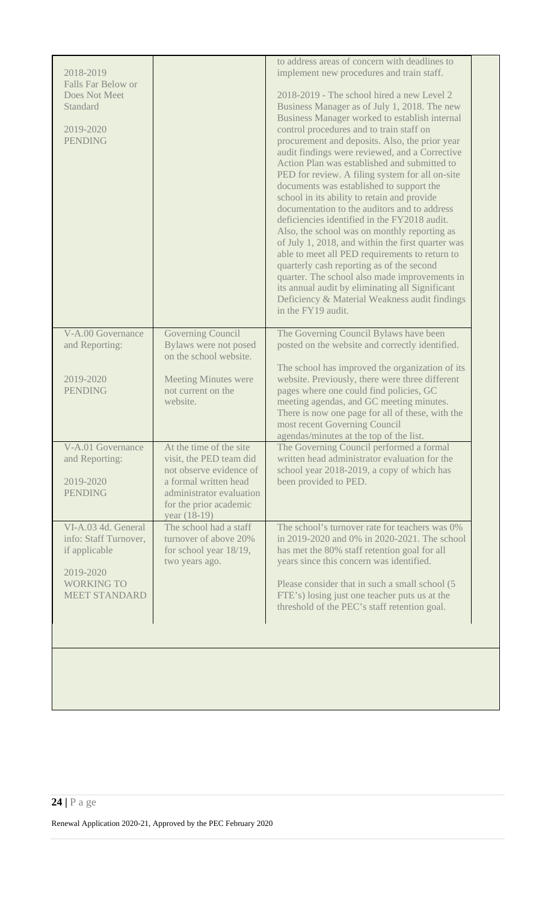| | | | |
|---|---|---|---|
| 2018-2019<br>Falls Far Below or Does Not Meet Standard<br><br>2019-2020<br>PENDING | | to address areas of concern with deadlines to implement new procedures and train staff.<br><br>2018-2019 - The school hired a new Level 2 Business Manager as of July 1, 2018. The new Business Manager worked to establish internal control procedures and to train staff on procurement and deposits. Also, the prior year audit findings were reviewed, and a Corrective Action Plan was established and submitted to PED for review. A filing system for all on-site documents was established to support the school in its ability to retain and provide documentation to the auditors and to address deficiencies identified in the FY2018 audit. Also, the school was on monthly reporting as of July 1, 2018, and within the first quarter was able to meet all PED requirements to return to quarterly cash reporting as of the second quarter. The school also made improvements in its annual audit by eliminating all Significant Deficiency & Material Weakness audit findings in the FY19 audit. | |
| V-A.00 Governance and Reporting:<br><br>2019-2020<br>PENDING | Governing Council Bylaws were not posed on the school website.<br><br>Meeting Minutes were not current on the website. | The Governing Council Bylaws have been posted on the website and correctly identified.<br><br>The school has improved the organization of its website. Previously, there were three different pages where one could find policies, GC meeting agendas, and GC meeting minutes. There is now one page for all of these, with the most recent Governing Council agendas/minutes at the top of the list. | |
| V-A.01 Governance and Reporting:<br><br>2019-2020<br>PENDING | At the time of the site visit, the PED team did not observe evidence of a formal written head administrator evaluation for the prior academic year (18-19) | The Governing Council performed a formal written head administrator evaluation for the school year 2018-2019, a copy of which has been provided to PED. | |
| VI-A.03 4d. General info: Staff Turnover, if applicable<br><br>2019-2020<br>WORKING TO MEET STANDARD | The school had a staff turnover of above 20% for school year 18/19, two years ago. | The school's turnover rate for teachers was 0% in 2019-2020 and 0% in 2020-2021. The school has met the 80% staff retention goal for all years since this concern was identified.<br><br>Please consider that in such a small school (5 FTE's) losing just one teacher puts us at the threshold of the PEC's staff retention goal. | |

Renewal Application 2020-21, Approved by the PEC February 2020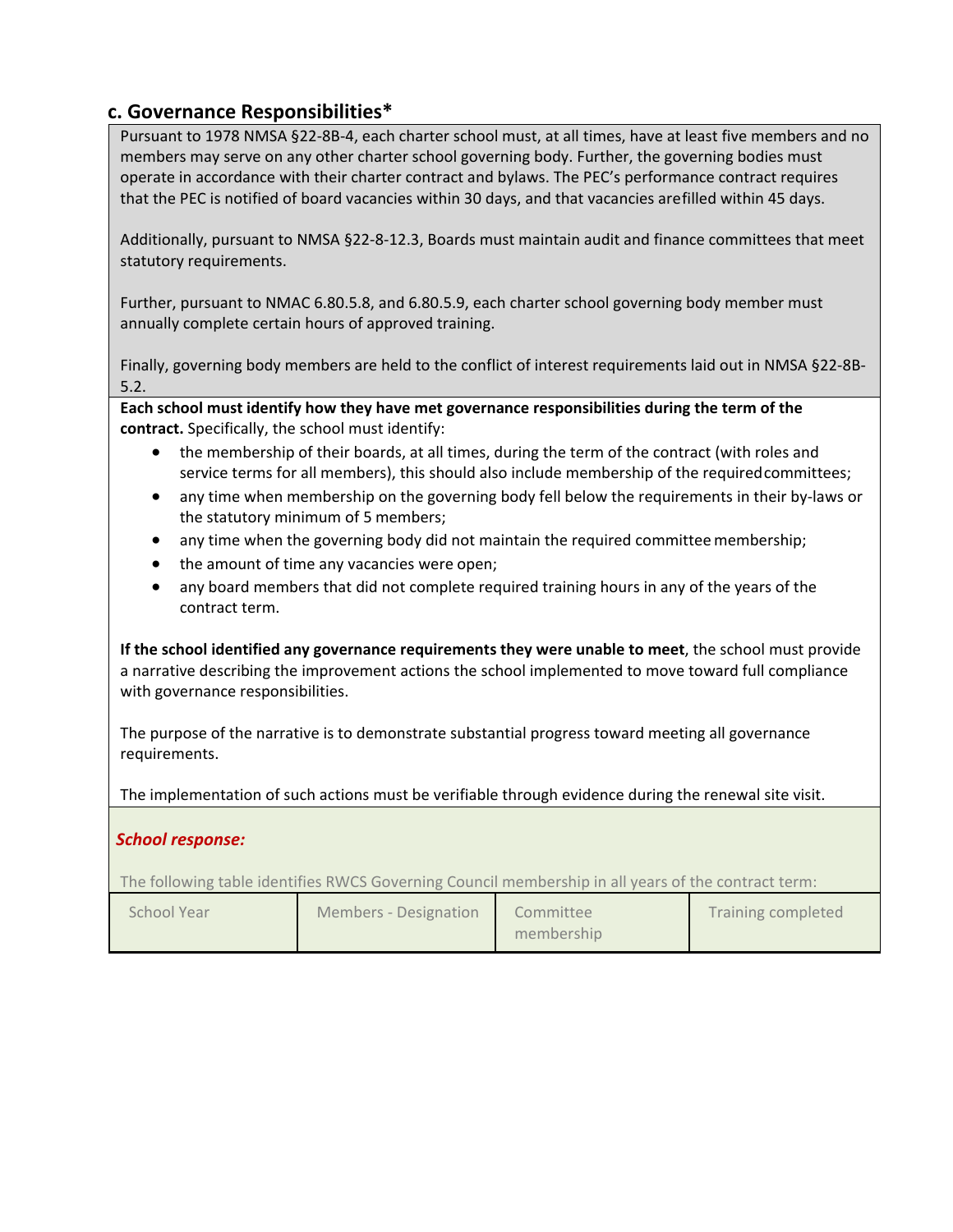## c. Governance Responsibilities*

Pursuant to 1978 NMSA §22-8B-4, each charter school must, at all times, have at least five members and no members may serve on any other charter school governing body. Further, the governing bodies must operate in accordance with their charter contract and bylaws. The PEC's performance contract requires that the PEC is notified of board vacancies within 30 days, and that vacancies arefilled within 45 days.

Additionally, pursuant to NMSA §22-8-12.3, Boards must maintain audit and finance committees that meet statutory requirements.

Further, pursuant to NMAC 6.80.5.8, and 6.80.5.9, each charter school governing body member must annually complete certain hours of approved training.

Finally, governing body members are held to the conflict of interest requirements laid out in NMSA §22-8B-5.2.

**Each school must identify how they have met governance responsibilities during the term of the contract.** Specifically, the school must identify:

- the membership of their boards, at all times, during the term of the contract (with roles and service terms for all members), this should also include membership of the requiredcommittees;
- any time when membership on the governing body fell below the requirements in their by-laws or the statutory minimum of 5 members;
- any time when the governing body did not maintain the required committee membership;
- the amount of time any vacancies were open;
- any board members that did not complete required training hours in any of the years of the contract term.

**If the school identified any governance requirements they were unable to meet**, the school must provide a narrative describing the improvement actions the school implemented to move toward full compliance with governance responsibilities.

The purpose of the narrative is to demonstrate substantial progress toward meeting all governance requirements.

The implementation of such actions must be verifiable through evidence during the renewal site visit.

***School response:***

The following table identifies RWCS Governing Council membership in all years of the contract term:

| School Year | Members - Designation | Committee membership | Training completed |
|---|---|---|---|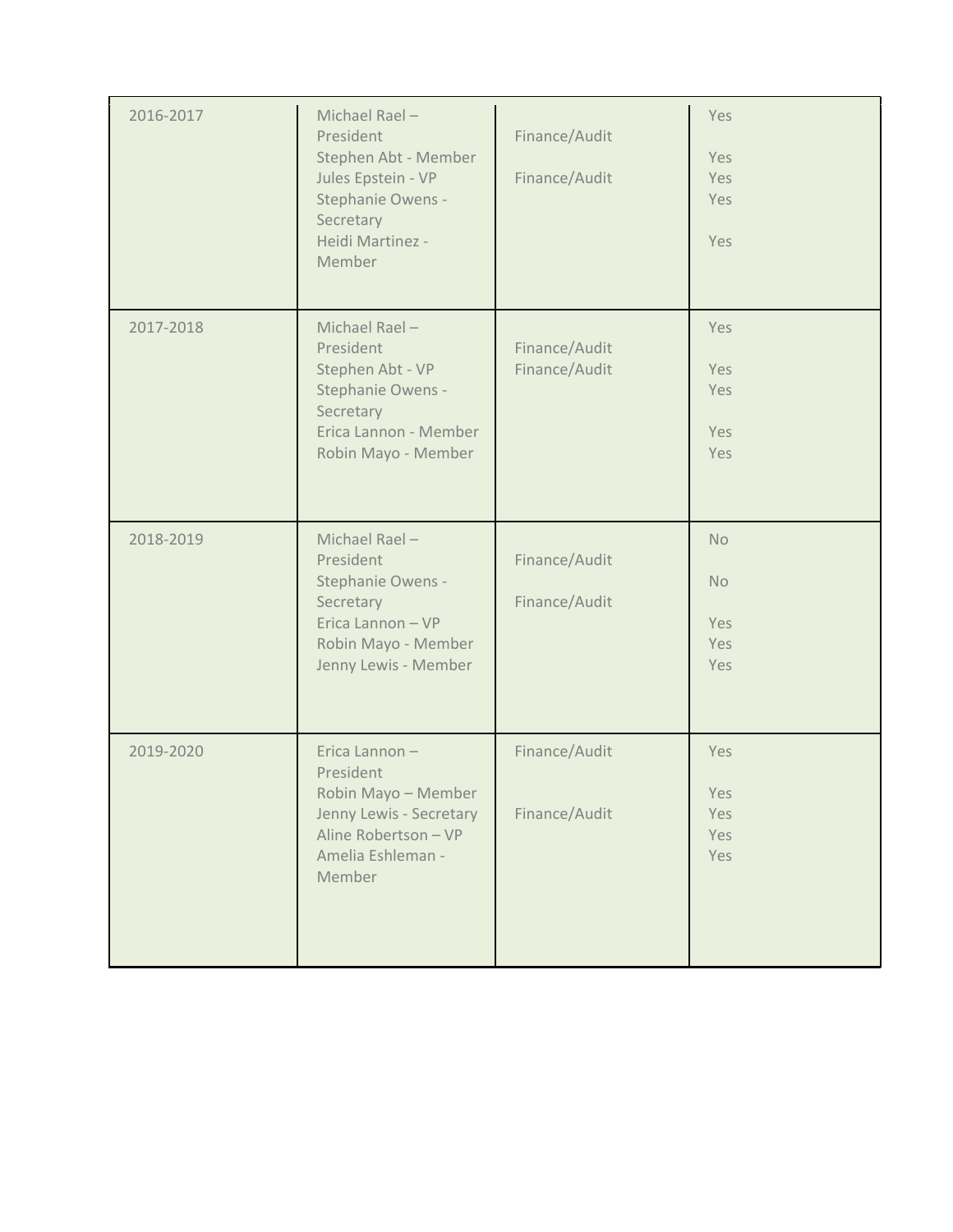| | | | |
|---|---|---|---|
| 2016-2017 | Michael Rael – President<br>Stephen Abt - Member<br>Jules Epstein - VP<br>Stephanie Owens - Secretary<br>Heidi Martinez - Member | Finance/Audit<br><br>Finance/Audit | Yes<br>Yes<br>Yes<br>Yes<br>Yes |
| 2017-2018 | Michael Rael – President<br>Stephen Abt - VP<br>Stephanie Owens - Secretary<br>Erica Lannon - Member<br>Robin Mayo - Member | Finance/Audit<br>Finance/Audit | Yes<br>Yes<br>Yes<br>Yes<br>Yes |
| 2018-2019 | Michael Rael – President<br>Stephanie Owens - Secretary<br>Erica Lannon – VP<br>Robin Mayo - Member<br>Jenny Lewis - Member | Finance/Audit<br><br>Finance/Audit | No<br>No<br>Yes<br>Yes<br>Yes |
| 2019-2020 | Erica Lannon – President<br>Robin Mayo – Member<br>Jenny Lewis - Secretary<br>Aline Robertson – VP<br>Amelia Eshleman - Member | Finance/Audit<br><br>Finance/Audit | Yes<br>Yes<br>Yes<br>Yes<br>Yes |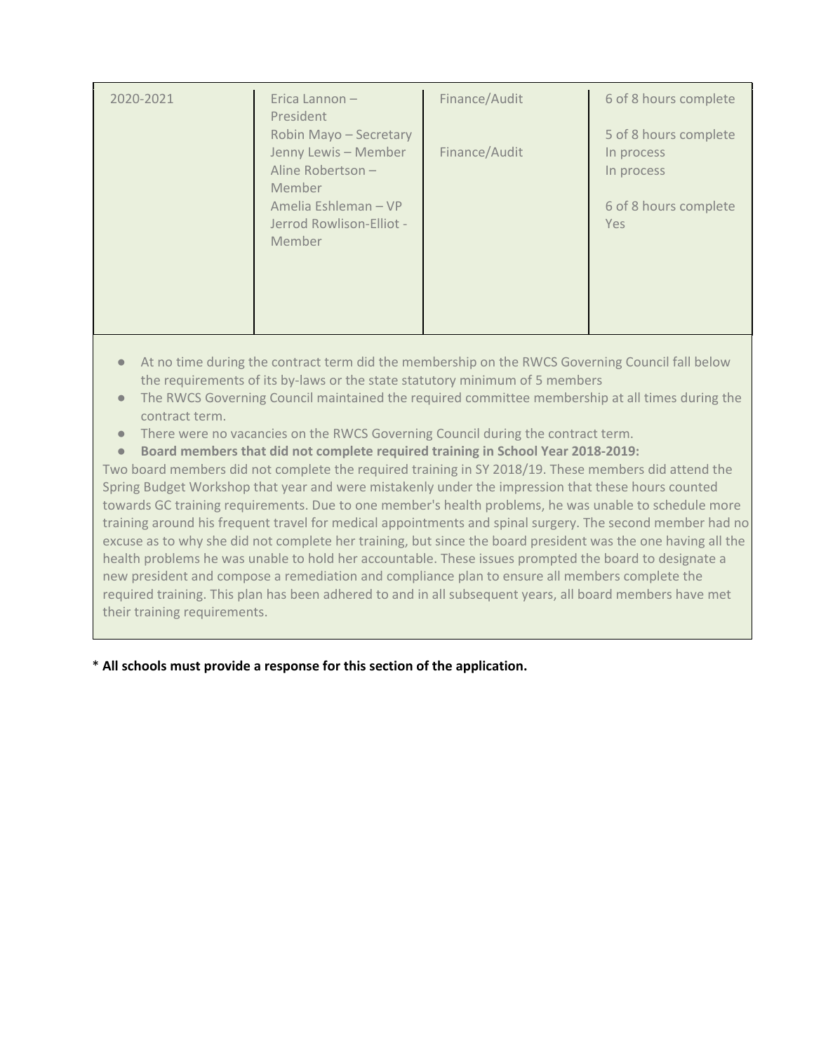| | | | |
|---|---|---|---|
| 2020-2021 | Erica Lannon – President | Finance/Audit | 6 of 8 hours complete |
| | Robin Mayo – Secretary | | 5 of 8 hours complete |
| | Jenny Lewis – Member | Finance/Audit | In process |
| | Aline Robertson – Member | | In process |
| | Amelia Eshleman – VP | | 6 of 8 hours complete |
| | Jerrod Rowlison-Elliot - Member | | Yes |

- At no time during the contract term did the membership on the RWCS Governing Council fall below the requirements of its by-laws or the state statutory minimum of 5 members
- The RWCS Governing Council maintained the required committee membership at all times during the contract term.
- There were no vacancies on the RWCS Governing Council during the contract term.
- **Board members that did not complete required training in School Year 2018-2019:**

Two board members did not complete the required training in SY 2018/19. These members did attend the Spring Budget Workshop that year and were mistakenly under the impression that these hours counted towards GC training requirements. Due to one member's health problems, he was unable to schedule more training around his frequent travel for medical appointments and spinal surgery. The second member had no excuse as to why she did not complete her training, but since the board president was the one having all the health problems he was unable to hold her accountable. These issues prompted the board to designate a new president and compose a remediation and compliance plan to ensure all members complete the required training. This plan has been adhered to and in all subsequent years, all board members have met their training requirements.

\* **All schools must provide a response for this section of the application.**